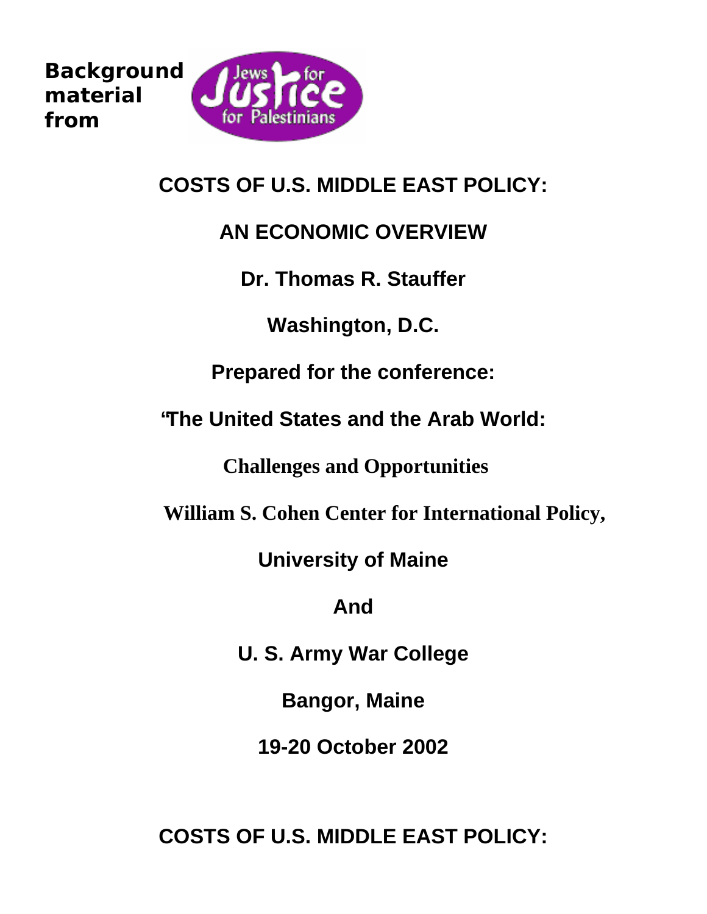**Background material from**

Jews for Justice for Palestinians

# COSTS OF U.S. MIDDLE EAST POLICY:

## AN ECONOMIC OVERVIEW

**Dr. Thomas R. Stauffer**

**Washington, D.C.**

**Prepared for the conference:**

**'The United States and the Arab World:**

**Challenges and Opportunities**

**William S. Cohen Center for International Policy,**

**University of Maine**

**And**

**U. S. Army War College**

**Bangor, Maine**

**19-20 October 2002**

# COSTS OF U.S. MIDDLE EAST POLICY: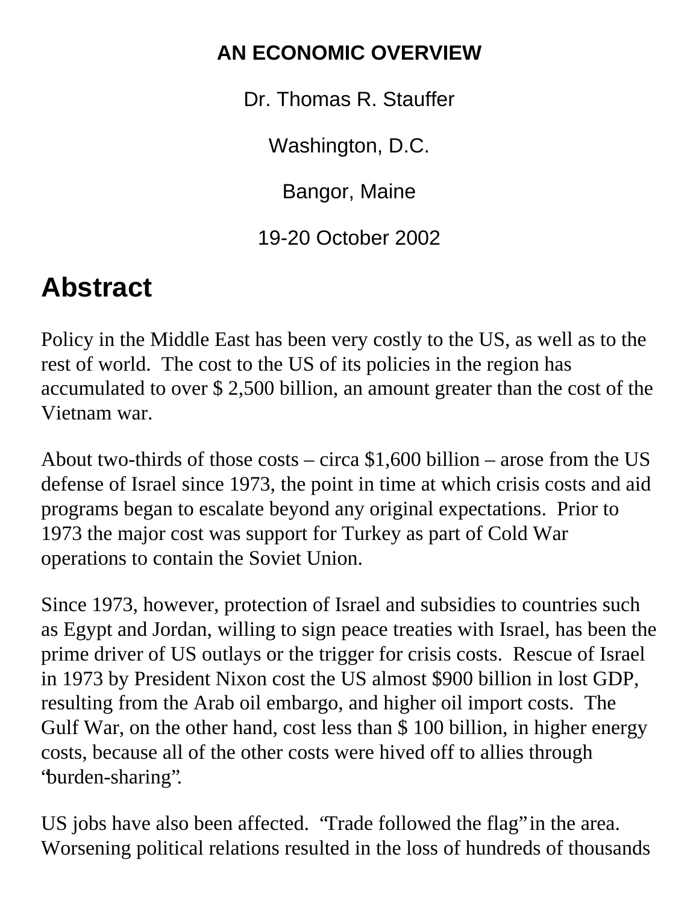**AN ECONOMIC OVERVIEW**

Dr. Thomas R. Stauffer

Washington, D.C.

Bangor, Maine

19-20 October 2002

# Abstract

Policy in the Middle East has been very costly to the US, as well as to the rest of world. The cost to the US of its policies in the region has accumulated to over $ 2,500 billion, an amount greater than the cost of the Vietnam war.

About two-thirds of those costs – circa $1,600 billion – arose from the US defense of Israel since 1973, the point in time at which crisis costs and aid programs began to escalate beyond any original expectations. Prior to 1973 the major cost was support for Turkey as part of Cold War operations to contain the Soviet Union.

Since 1973, however, protection of Israel and subsidies to countries such as Egypt and Jordan, willing to sign peace treaties with Israel, has been the prime driver of US outlays or the trigger for crisis costs. Rescue of Israel in 1973 by President Nixon cost the US almost $900 billion in lost GDP, resulting from the Arab oil embargo, and higher oil import costs. The Gulf War, on the other hand, cost less than $ 100 billion, in higher energy costs, because all of the other costs were hived off to allies through "burden-sharing".

US jobs have also been affected. "Trade followed the flag" in the area. Worsening political relations resulted in the loss of hundreds of thousands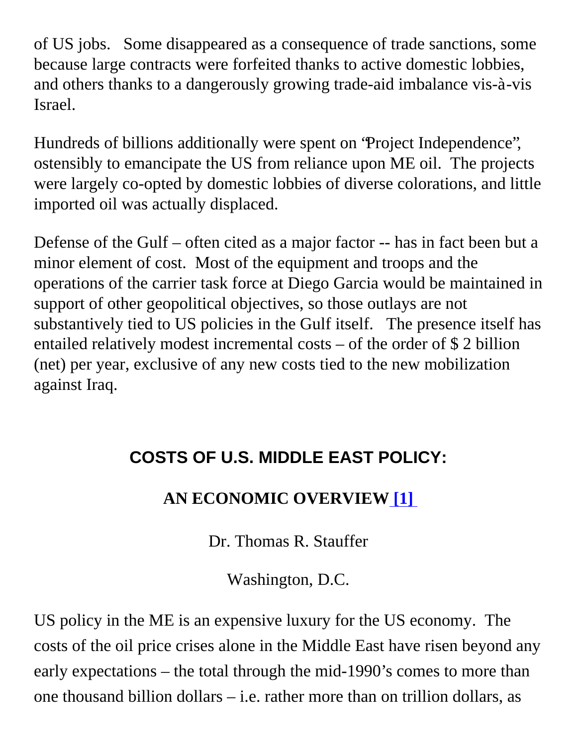of US jobs. Some disappeared as a consequence of trade sanctions, some because large contracts were forfeited thanks to active domestic lobbies, and others thanks to a dangerously growing trade-aid imbalance vis-à-vis Israel.

Hundreds of billions additionally were spent on "Project Independence", ostensibly to emancipate the US from reliance upon ME oil. The projects were largely co-opted by domestic lobbies of diverse colorations, and little imported oil was actually displaced.

Defense of the Gulf – often cited as a major factor -- has in fact been but a minor element of cost. Most of the equipment and troops and the operations of the carrier task force at Diego Garcia would be maintained in support of other geopolitical objectives, so those outlays are not substantively tied to US policies in the Gulf itself. The presence itself has entailed relatively modest incremental costs – of the order of $ 2 billion (net) per year, exclusive of any new costs tied to the new mobilization against Iraq.

## COSTS OF U.S. MIDDLE EAST POLICY:

### AN ECONOMIC OVERVIEW [1]

Dr. Thomas R. Stauffer

Washington, D.C.

US policy in the ME is an expensive luxury for the US economy. The costs of the oil price crises alone in the Middle East have risen beyond any early expectations – the total through the mid-1990's comes to more than one thousand billion dollars – i.e. rather more than on trillion dollars, as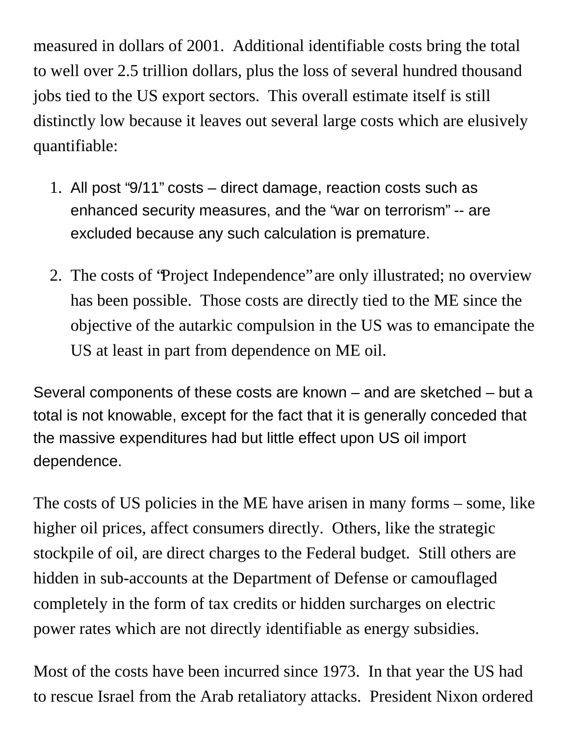measured in dollars of 2001. Additional identifiable costs bring the total to well over 2.5 trillion dollars, plus the loss of several hundred thousand jobs tied to the US export sectors. This overall estimate itself is still distinctly low because it leaves out several large costs which are elusively quantifiable:

1. All post "9/11" costs – direct damage, reaction costs such as enhanced security measures, and the "war on terrorism" -- are excluded because any such calculation is premature.

2. The costs of "Project Independence" are only illustrated; no overview has been possible. Those costs are directly tied to the ME since the objective of the autarkic compulsion in the US was to emancipate the US at least in part from dependence on ME oil.

Several components of these costs are known – and are sketched – but a total is not knowable, except for the fact that it is generally conceded that the massive expenditures had but little effect upon US oil import dependence.

The costs of US policies in the ME have arisen in many forms – some, like higher oil prices, affect consumers directly. Others, like the strategic stockpile of oil, are direct charges to the Federal budget. Still others are hidden in sub-accounts at the Department of Defense or camouflaged completely in the form of tax credits or hidden surcharges on electric power rates which are not directly identifiable as energy subsidies.

Most of the costs have been incurred since 1973. In that year the US had to rescue Israel from the Arab retaliatory attacks. President Nixon ordered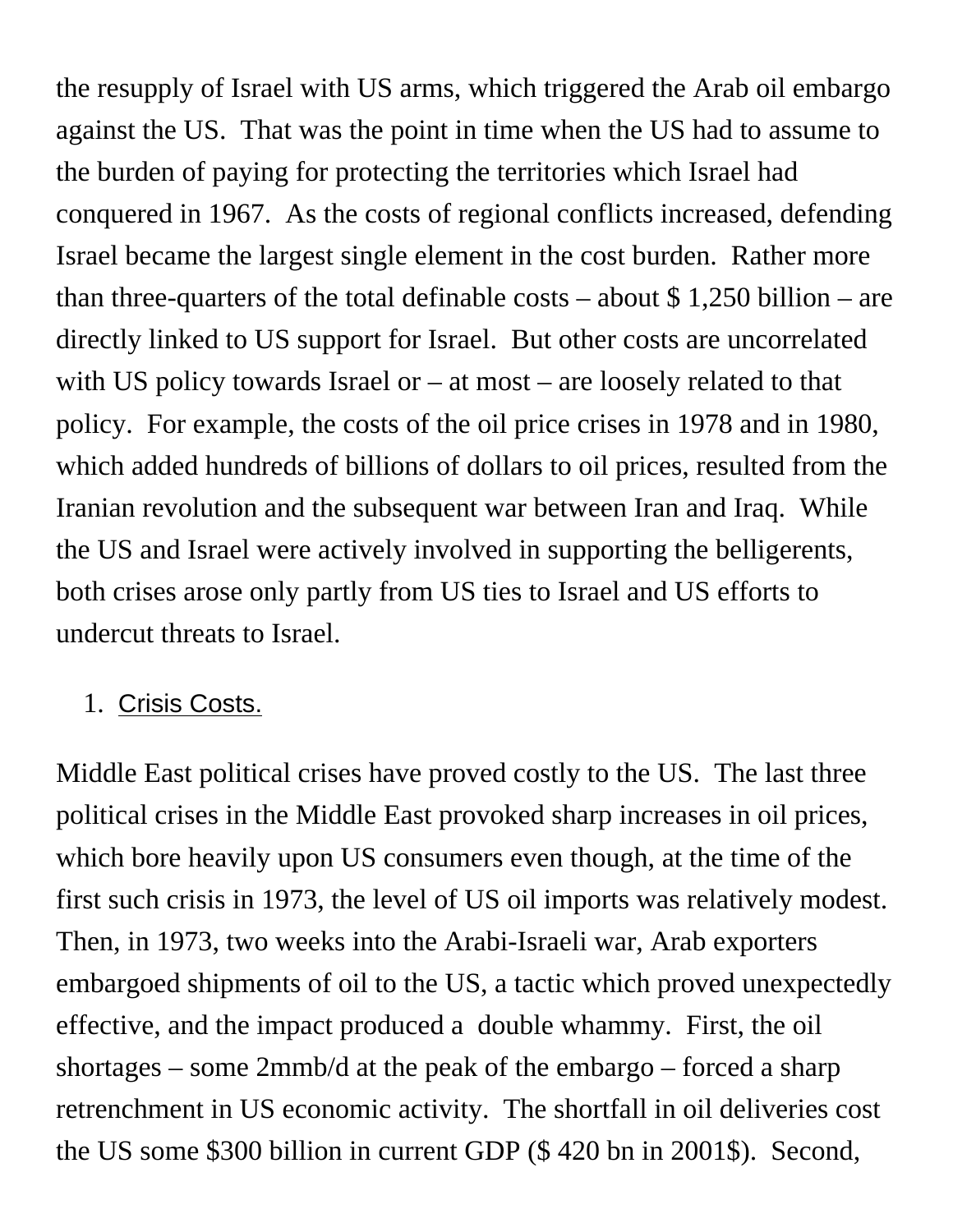the resupply of Israel with US arms, which triggered the Arab oil embargo against the US. That was the point in time when the US had to assume to the burden of paying for protecting the territories which Israel had conquered in 1967. As the costs of regional conflicts increased, defending Israel became the largest single element in the cost burden. Rather more than three-quarters of the total definable costs – about $ 1,250 billion – are directly linked to US support for Israel. But other costs are uncorrelated with US policy towards Israel or – at most – are loosely related to that policy. For example, the costs of the oil price crises in 1978 and in 1980, which added hundreds of billions of dollars to oil prices, resulted from the Iranian revolution and the subsequent war between Iran and Iraq. While the US and Israel were actively involved in supporting the belligerents, both crises arose only partly from US ties to Israel and US efforts to undercut threats to Israel.

1. Crisis Costs.

Middle East political crises have proved costly to the US. The last three political crises in the Middle East provoked sharp increases in oil prices, which bore heavily upon US consumers even though, at the time of the first such crisis in 1973, the level of US oil imports was relatively modest. Then, in 1973, two weeks into the Arabi-Israeli war, Arab exporters embargoed shipments of oil to the US, a tactic which proved unexpectedly effective, and the impact produced a double whammy. First, the oil shortages – some 2mmb/d at the peak of the embargo – forced a sharp retrenchment in US economic activity. The shortfall in oil deliveries cost the US some $300 billion in current GDP ($ 420 bn in 2001$). Second,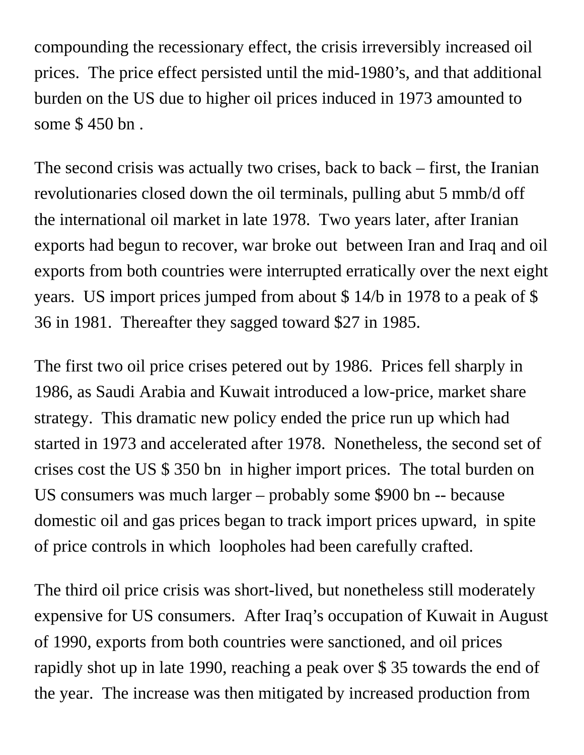compounding the recessionary effect, the crisis irreversibly increased oil prices. The price effect persisted until the mid-1980's, and that additional burden on the US due to higher oil prices induced in 1973 amounted to some $ 450 bn .

The second crisis was actually two crises, back to back – first, the Iranian revolutionaries closed down the oil terminals, pulling abut 5 mmb/d off the international oil market in late 1978. Two years later, after Iranian exports had begun to recover, war broke out between Iran and Iraq and oil exports from both countries were interrupted erratically over the next eight years. US import prices jumped from about $ 14/b in 1978 to a peak of $ 36 in 1981. Thereafter they sagged toward $27 in 1985.

The first two oil price crises petered out by 1986. Prices fell sharply in 1986, as Saudi Arabia and Kuwait introduced a low-price, market share strategy. This dramatic new policy ended the price run up which had started in 1973 and accelerated after 1978. Nonetheless, the second set of crises cost the US $ 350 bn in higher import prices. The total burden on US consumers was much larger – probably some $900 bn -- because domestic oil and gas prices began to track import prices upward, in spite of price controls in which loopholes had been carefully crafted.

The third oil price crisis was short-lived, but nonetheless still moderately expensive for US consumers. After Iraq's occupation of Kuwait in August of 1990, exports from both countries were sanctioned, and oil prices rapidly shot up in late 1990, reaching a peak over $ 35 towards the end of the year. The increase was then mitigated by increased production from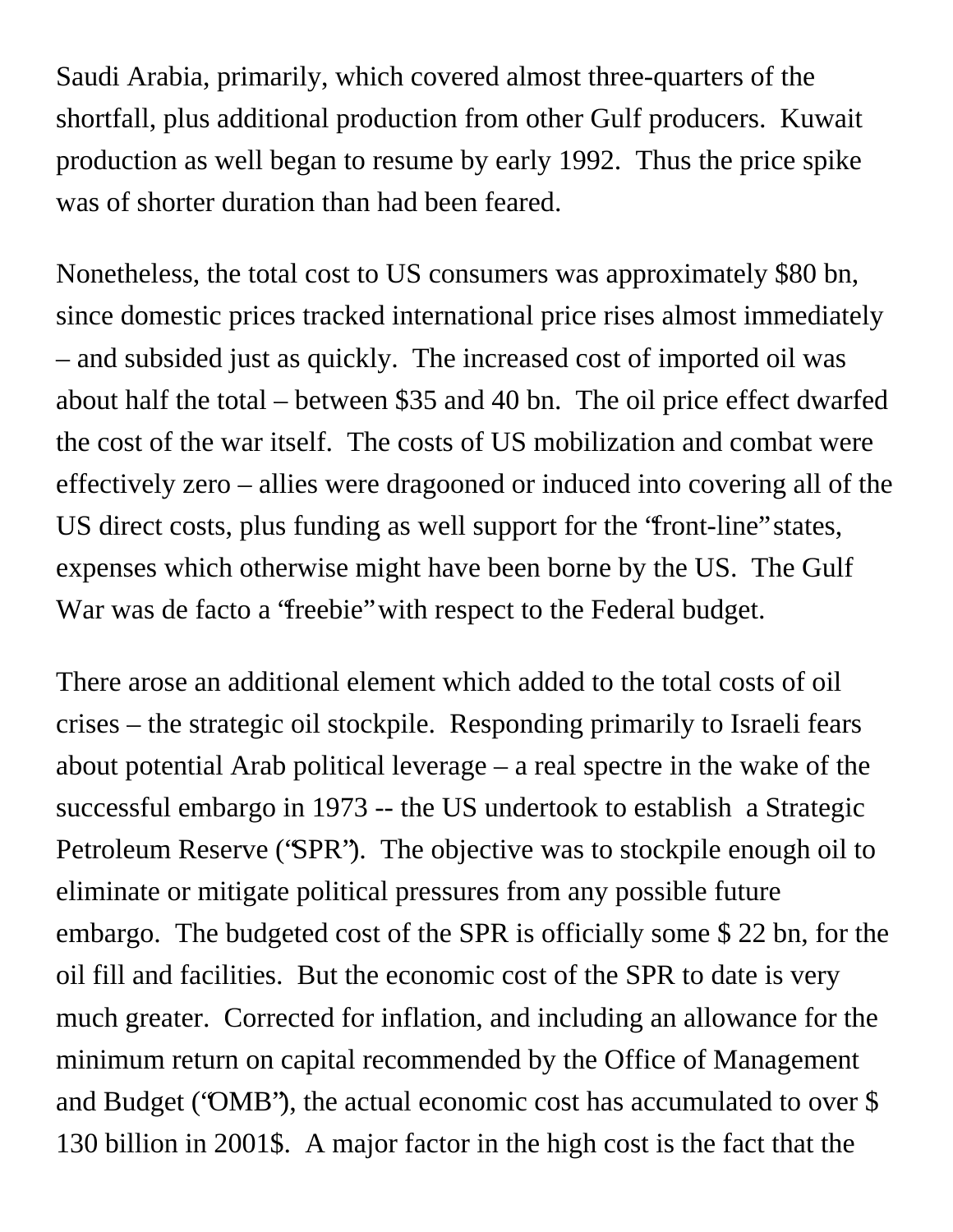Saudi Arabia, primarily, which covered almost three-quarters of the shortfall, plus additional production from other Gulf producers. Kuwait production as well began to resume by early 1992. Thus the price spike was of shorter duration than had been feared.

Nonetheless, the total cost to US consumers was approximately $80 bn, since domestic prices tracked international price rises almost immediately – and subsided just as quickly. The increased cost of imported oil was about half the total – between $35 and 40 bn. The oil price effect dwarfed the cost of the war itself. The costs of US mobilization and combat were effectively zero – allies were dragooned or induced into covering all of the US direct costs, plus funding as well support for the "front-line" states, expenses which otherwise might have been borne by the US. The Gulf War was de facto a "freebie" with respect to the Federal budget.

There arose an additional element which added to the total costs of oil crises – the strategic oil stockpile. Responding primarily to Israeli fears about potential Arab political leverage – a real spectre in the wake of the successful embargo in 1973 -- the US undertook to establish a Strategic Petroleum Reserve ("SPR"). The objective was to stockpile enough oil to eliminate or mitigate political pressures from any possible future embargo. The budgeted cost of the SPR is officially some $ 22 bn, for the oil fill and facilities. But the economic cost of the SPR to date is very much greater. Corrected for inflation, and including an allowance for the minimum return on capital recommended by the Office of Management and Budget ("OMB"), the actual economic cost has accumulated to over $ 130 billion in 2001$. A major factor in the high cost is the fact that the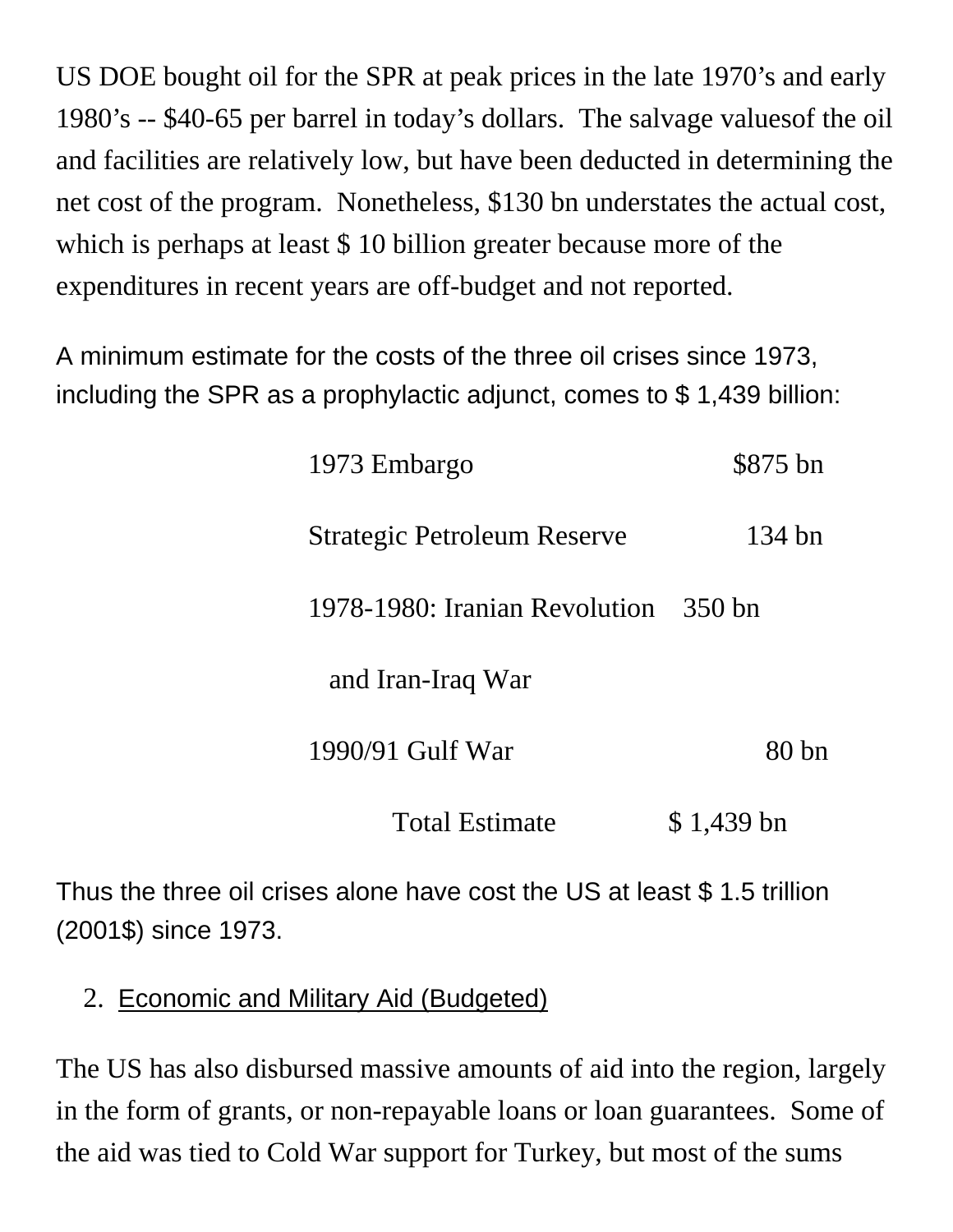US DOE bought oil for the SPR at peak prices in the late 1970's and early 1980's -- $40-65 per barrel in today's dollars. The salvage valuesof the oil and facilities are relatively low, but have been deducted in determining the net cost of the program. Nonetheless, $130 bn understates the actual cost, which is perhaps at least $ 10 billion greater because more of the expenditures in recent years are off-budget and not reported.

A minimum estimate for the costs of the three oil crises since 1973, including the SPR as a prophylactic adjunct, comes to $ 1,439 billion:

| | |
|---|---|
| 1973 Embargo | $875 bn |
| Strategic Petroleum Reserve | 134 bn |
| 1978-1980: Iranian Revolution and Iran-Iraq War | 350 bn |
| 1990/91 Gulf War | 80 bn |
| Total Estimate | $ 1,439 bn |

Thus the three oil crises alone have cost the US at least $ 1.5 trillion (2001$) since 1973.

2. Economic and Military Aid (Budgeted)

The US has also disbursed massive amounts of aid into the region, largely in the form of grants, or non-repayable loans or loan guarantees. Some of the aid was tied to Cold War support for Turkey, but most of the sums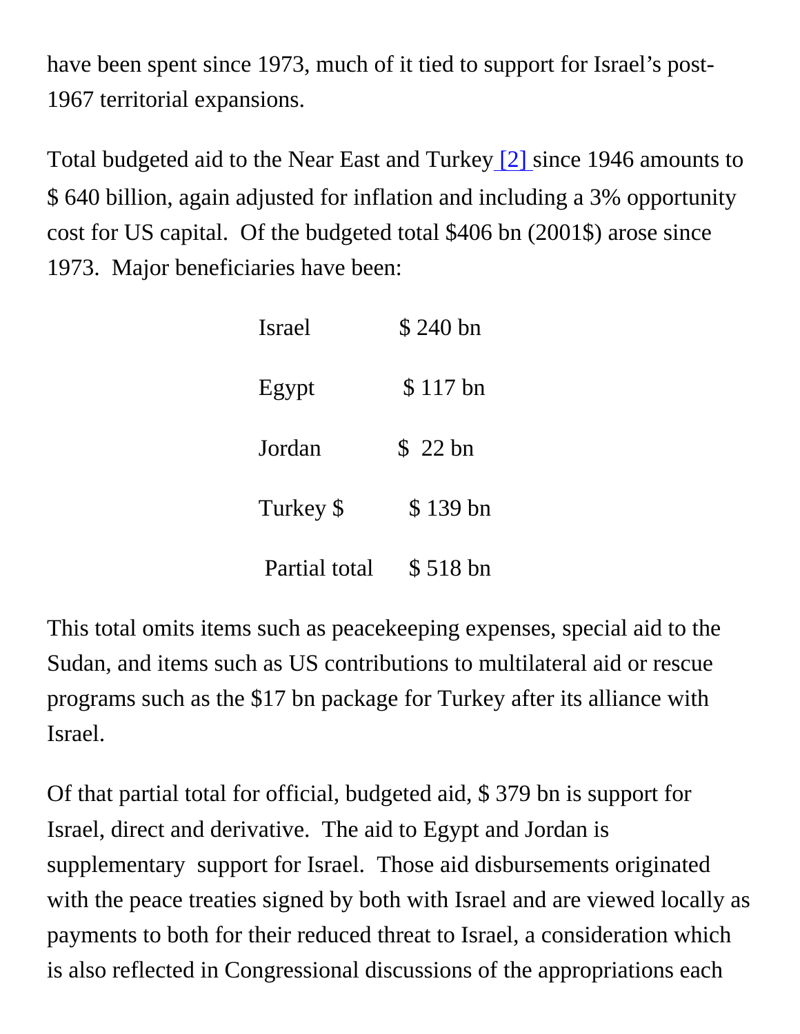have been spent since 1973, much of it tied to support for Israel's post-1967 territorial expansions.

Total budgeted aid to the Near East and Turkey [2] since 1946 amounts to $ 640 billion, again adjusted for inflation and including a 3% opportunity cost for US capital. Of the budgeted total $406 bn (2001$) arose since 1973. Major beneficiaries have been:

| | |
|---|---|
| Israel | $ 240 bn |
| Egypt | $ 117 bn |
| Jordan | $ 22 bn |
| Turkey $ | $ 139 bn |
| Partial total | $ 518 bn |

This total omits items such as peacekeeping expenses, special aid to the Sudan, and items such as US contributions to multilateral aid or rescue programs such as the $17 bn package for Turkey after its alliance with Israel.

Of that partial total for official, budgeted aid, $ 379 bn is support for Israel, direct and derivative. The aid to Egypt and Jordan is supplementary support for Israel. Those aid disbursements originated with the peace treaties signed by both with Israel and are viewed locally as payments to both for their reduced threat to Israel, a consideration which is also reflected in Congressional discussions of the appropriations each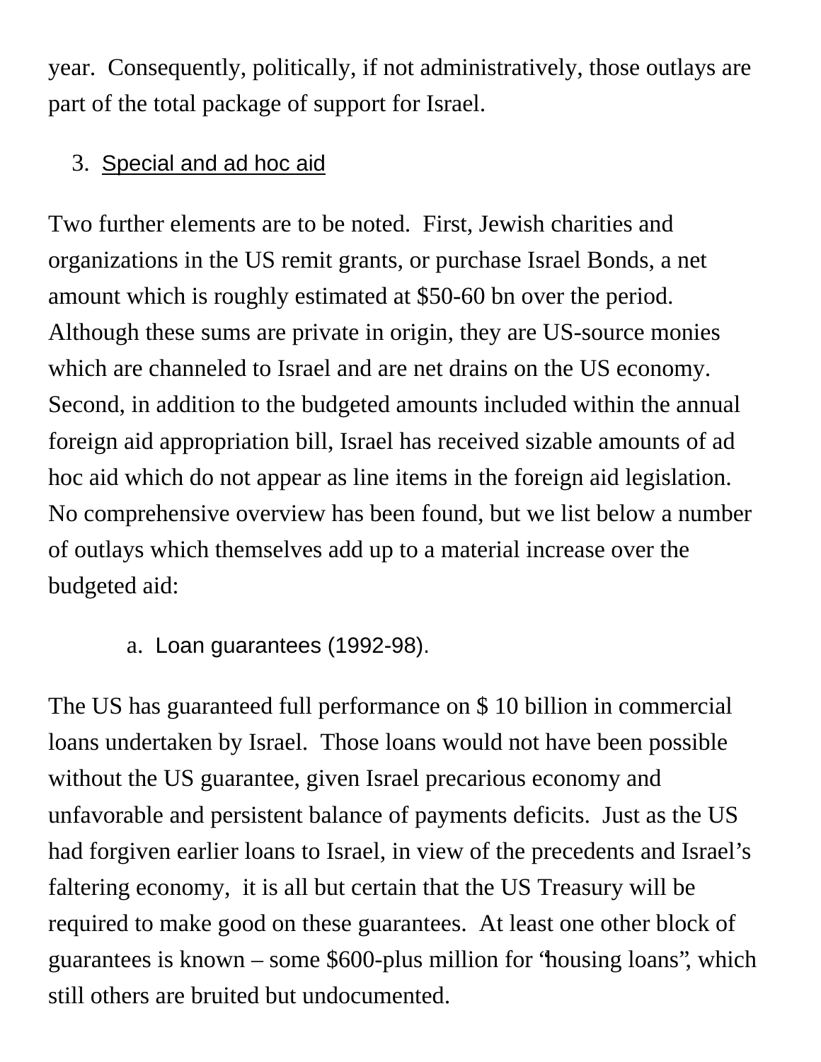year. Consequently, politically, if not administratively, those outlays are part of the total package of support for Israel.

3. Special and ad hoc aid

Two further elements are to be noted. First, Jewish charities and organizations in the US remit grants, or purchase Israel Bonds, a net amount which is roughly estimated at $50-60 bn over the period. Although these sums are private in origin, they are US-source monies which are channeled to Israel and are net drains on the US economy. Second, in addition to the budgeted amounts included within the annual foreign aid appropriation bill, Israel has received sizable amounts of ad hoc aid which do not appear as line items in the foreign aid legislation. No comprehensive overview has been found, but we list below a number of outlays which themselves add up to a material increase over the budgeted aid:

a. Loan guarantees (1992-98).

The US has guaranteed full performance on $ 10 billion in commercial loans undertaken by Israel. Those loans would not have been possible without the US guarantee, given Israel precarious economy and unfavorable and persistent balance of payments deficits. Just as the US had forgiven earlier loans to Israel, in view of the precedents and Israel's faltering economy, it is all but certain that the US Treasury will be required to make good on these guarantees. At least one other block of guarantees is known – some $600-plus million for "housing loans", which still others are bruited but undocumented.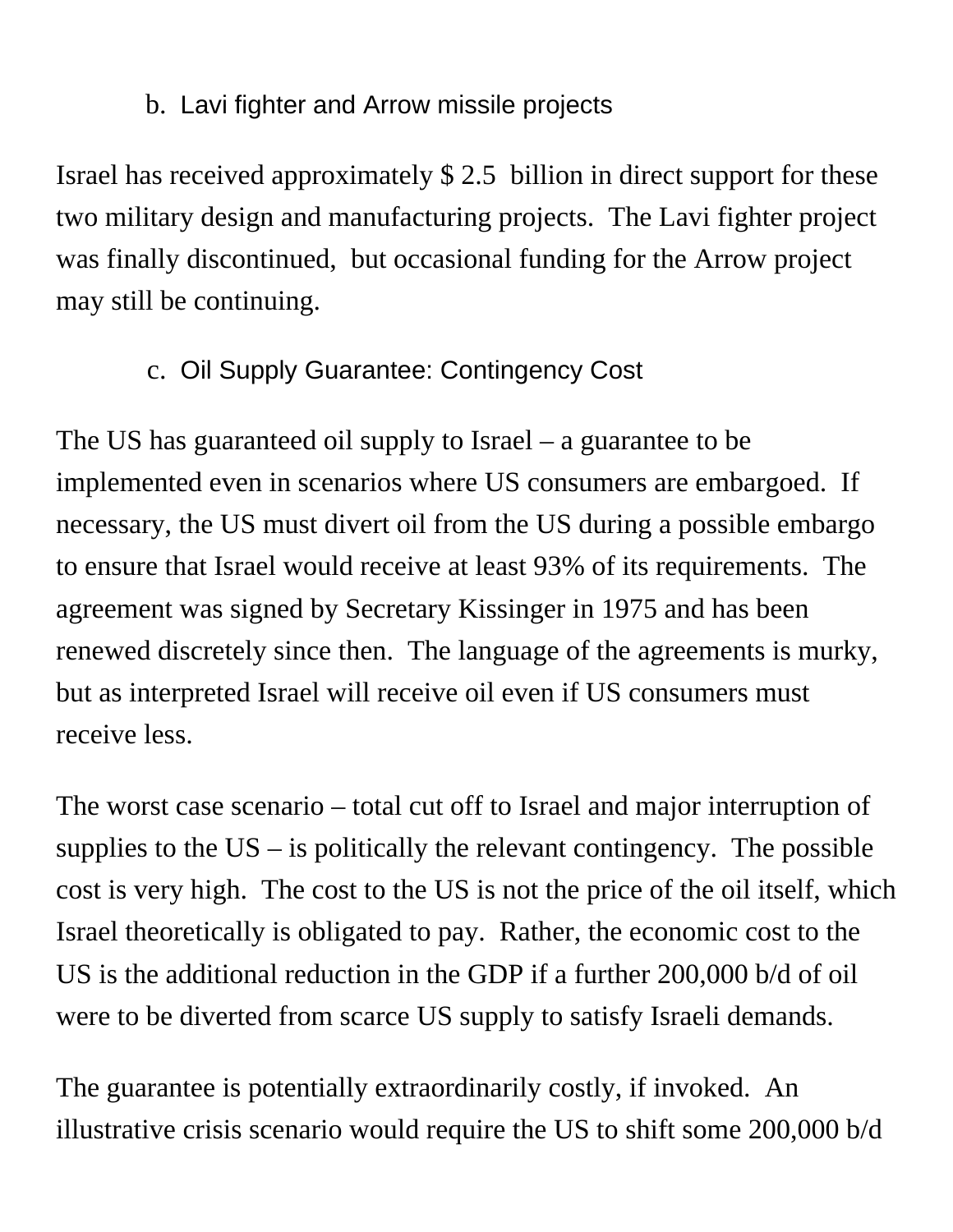### b. Lavi fighter and Arrow missile projects

Israel has received approximately $ 2.5 billion in direct support for these two military design and manufacturing projects. The Lavi fighter project was finally discontinued, but occasional funding for the Arrow project may still be continuing.

### c. Oil Supply Guarantee: Contingency Cost

The US has guaranteed oil supply to Israel – a guarantee to be implemented even in scenarios where US consumers are embargoed. If necessary, the US must divert oil from the US during a possible embargo to ensure that Israel would receive at least 93% of its requirements. The agreement was signed by Secretary Kissinger in 1975 and has been renewed discretely since then. The language of the agreements is murky, but as interpreted Israel will receive oil even if US consumers must receive less.

The worst case scenario – total cut off to Israel and major interruption of supplies to the US – is politically the relevant contingency. The possible cost is very high. The cost to the US is not the price of the oil itself, which Israel theoretically is obligated to pay. Rather, the economic cost to the US is the additional reduction in the GDP if a further 200,000 b/d of oil were to be diverted from scarce US supply to satisfy Israeli demands.

The guarantee is potentially extraordinarily costly, if invoked. An illustrative crisis scenario would require the US to shift some 200,000 b/d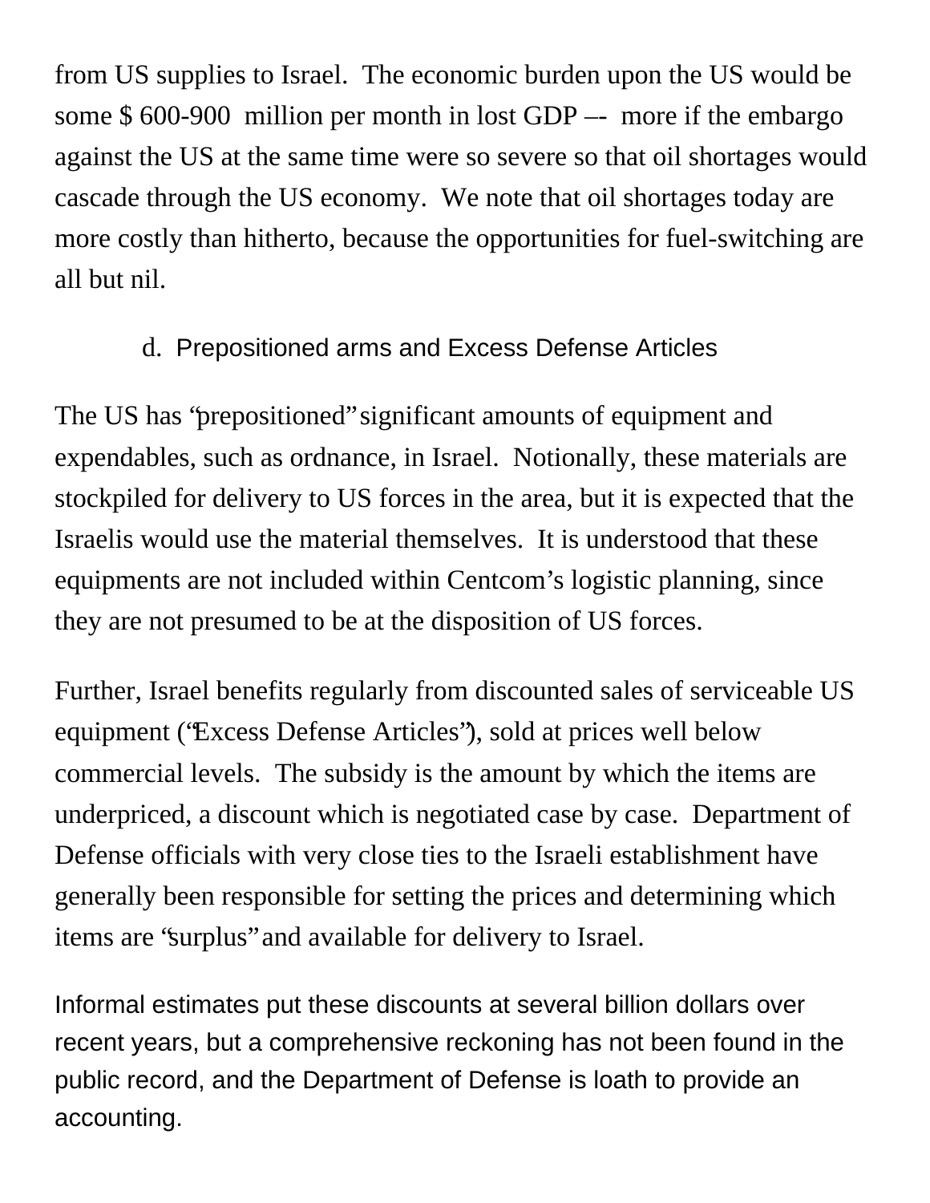from US supplies to Israel. The economic burden upon the US would be some $ 600-900 million per month in lost GDP –- more if the embargo against the US at the same time were so severe so that oil shortages would cascade through the US economy. We note that oil shortages today are more costly than hitherto, because the opportunities for fuel-switching are all but nil.

### d. Prepositioned arms and Excess Defense Articles

The US has "prepositioned" significant amounts of equipment and expendables, such as ordnance, in Israel. Notionally, these materials are stockpiled for delivery to US forces in the area, but it is expected that the Israelis would use the material themselves. It is understood that these equipments are not included within Centcom's logistic planning, since they are not presumed to be at the disposition of US forces.

Further, Israel benefits regularly from discounted sales of serviceable US equipment ("Excess Defense Articles"), sold at prices well below commercial levels. The subsidy is the amount by which the items are underpriced, a discount which is negotiated case by case. Department of Defense officials with very close ties to the Israeli establishment have generally been responsible for setting the prices and determining which items are "surplus" and available for delivery to Israel.

Informal estimates put these discounts at several billion dollars over recent years, but a comprehensive reckoning has not been found in the public record, and the Department of Defense is loath to provide an accounting.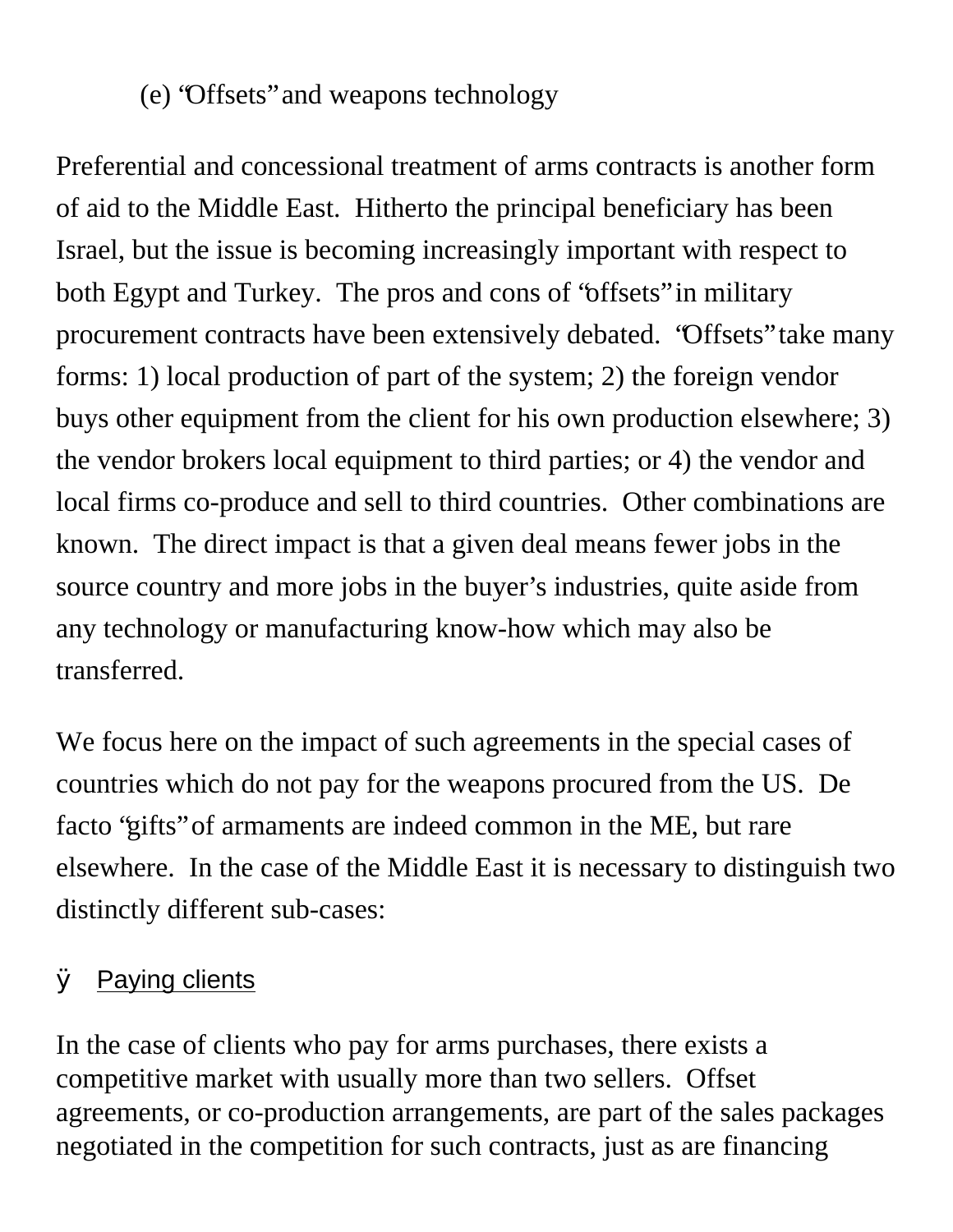### (e) "Offsets" and weapons technology

Preferential and concessional treatment of arms contracts is another form of aid to the Middle East. Hitherto the principal beneficiary has been Israel, but the issue is becoming increasingly important with respect to both Egypt and Turkey. The pros and cons of "offsets" in military procurement contracts have been extensively debated. "Offsets" take many forms: 1) local production of part of the system; 2) the foreign vendor buys other equipment from the client for his own production elsewhere; 3) the vendor brokers local equipment to third parties; or 4) the vendor and local firms co-produce and sell to third countries. Other combinations are known. The direct impact is that a given deal means fewer jobs in the source country and more jobs in the buyer's industries, quite aside from any technology or manufacturing know-how which may also be transferred.

We focus here on the impact of such agreements in the special cases of countries which do not pay for the weapons procured from the US. De facto "gifts" of armaments are indeed common in the ME, but rare elsewhere. In the case of the Middle East it is necessary to distinguish two distinctly different sub-cases:

- <u>Paying clients</u>

In the case of clients who pay for arms purchases, there exists a competitive market with usually more than two sellers. Offset agreements, or co-production arrangements, are part of the sales packages negotiated in the competition for such contracts, just as are financing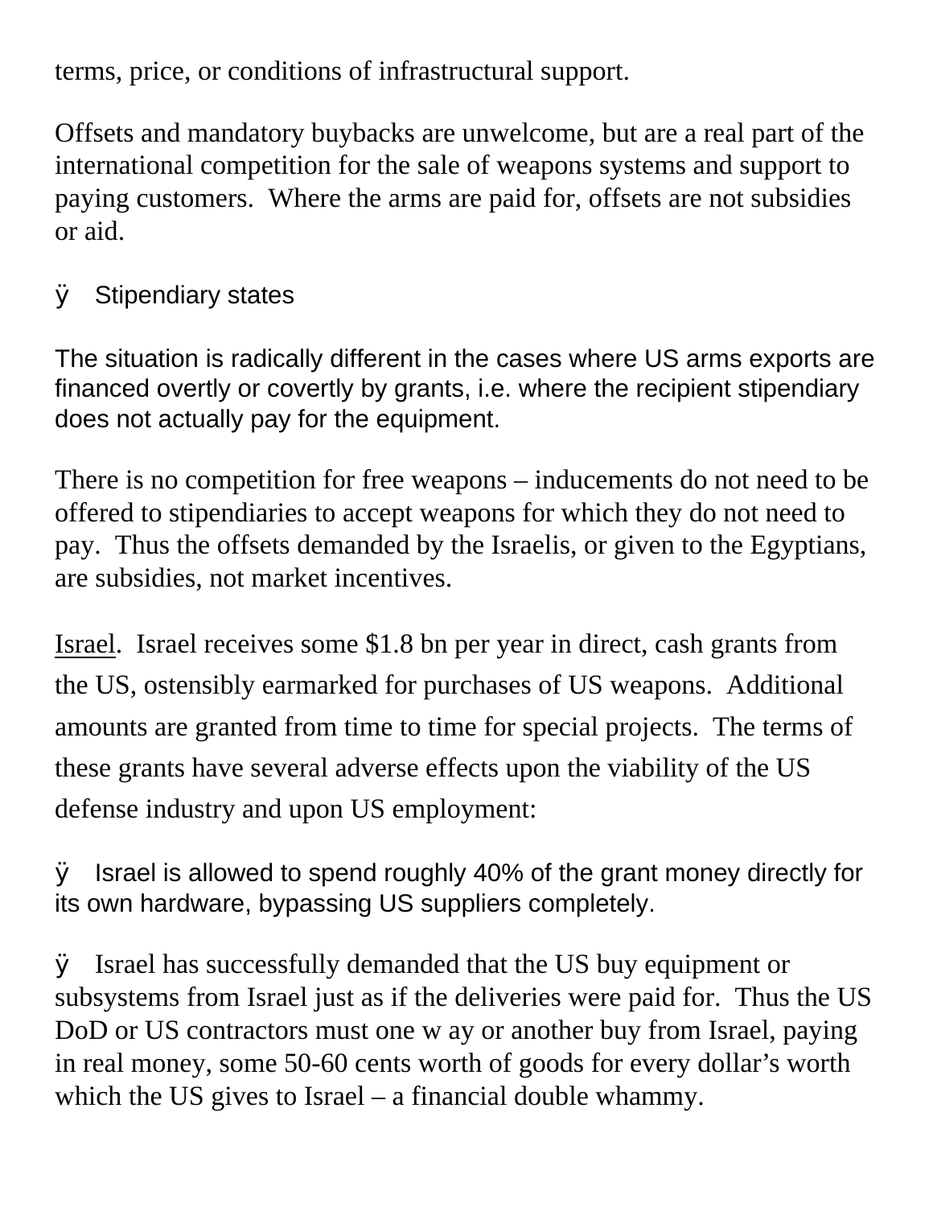terms, price, or conditions of infrastructural support.

Offsets and mandatory buybacks are unwelcome, but are a real part of the international competition for the sale of weapons systems and support to paying customers. Where the arms are paid for, offsets are not subsidies or aid.

- Stipendiary states

The situation is radically different in the cases where US arms exports are financed overtly or covertly by grants, i.e. where the recipient stipendiary does not actually pay for the equipment.

There is no competition for free weapons – inducements do not need to be offered to stipendiaries to accept weapons for which they do not need to pay. Thus the offsets demanded by the Israelis, or given to the Egyptians, are subsidies, not market incentives.

<u>Israel</u>. Israel receives some $1.8 bn per year in direct, cash grants from the US, ostensibly earmarked for purchases of US weapons. Additional amounts are granted from time to time for special projects. The terms of these grants have several adverse effects upon the viability of the US defense industry and upon US employment:

- Israel is allowed to spend roughly 40% of the grant money directly for its own hardware, bypassing US suppliers completely.

- Israel has successfully demanded that the US buy equipment or subsystems from Israel just as if the deliveries were paid for. Thus the US DoD or US contractors must one w ay or another buy from Israel, paying in real money, some 50-60 cents worth of goods for every dollar's worth which the US gives to Israel – a financial double whammy.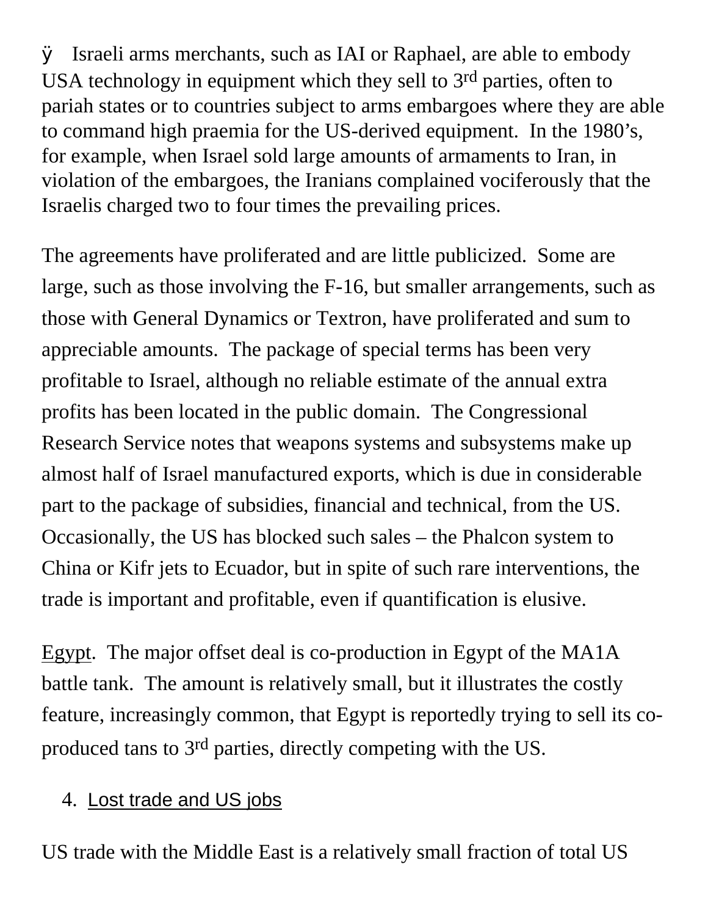- Israeli arms merchants, such as IAI or Raphael, are able to embody USA technology in equipment which they sell to 3rd parties, often to pariah states or to countries subject to arms embargoes where they are able to command high praemia for the US-derived equipment. In the 1980's, for example, when Israel sold large amounts of armaments to Iran, in violation of the embargoes, the Iranians complained vociferously that the Israelis charged two to four times the prevailing prices.

The agreements have proliferated and are little publicized. Some are large, such as those involving the F-16, but smaller arrangements, such as those with General Dynamics or Textron, have proliferated and sum to appreciable amounts. The package of special terms has been very profitable to Israel, although no reliable estimate of the annual extra profits has been located in the public domain. The Congressional Research Service notes that weapons systems and subsystems make up almost half of Israel manufactured exports, which is due in considerable part to the package of subsidies, financial and technical, from the US. Occasionally, the US has blocked such sales – the Phalcon system to China or Kifr jets to Ecuador, but in spite of such rare interventions, the trade is important and profitable, even if quantification is elusive.

Egypt. The major offset deal is co-production in Egypt of the MA1A battle tank. The amount is relatively small, but it illustrates the costly feature, increasingly common, that Egypt is reportedly trying to sell its co-produced tans to 3rd parties, directly competing with the US.

4. Lost trade and US jobs

US trade with the Middle East is a relatively small fraction of total US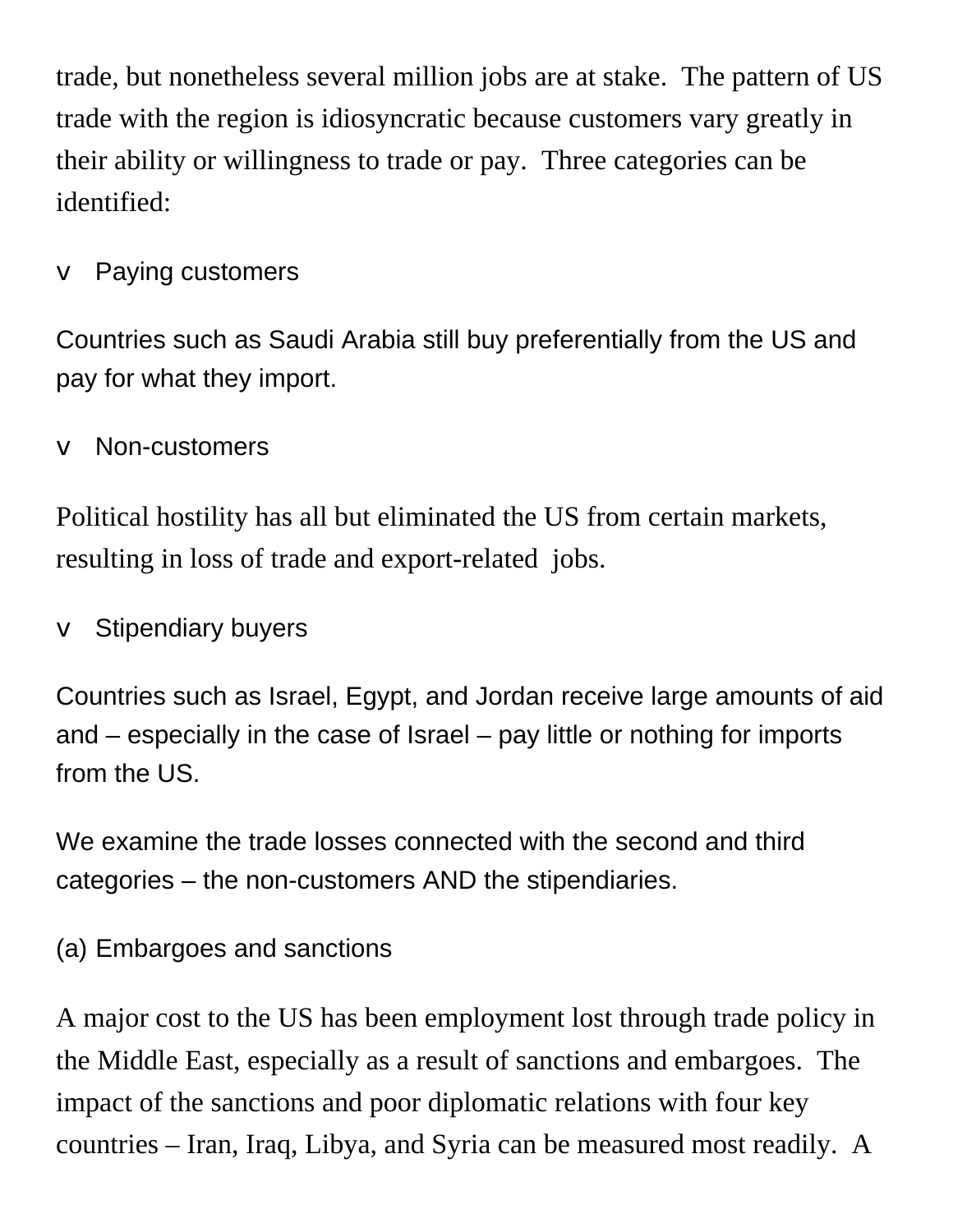trade, but nonetheless several million jobs are at stake. The pattern of US trade with the region is idiosyncratic because customers vary greatly in their ability or willingness to trade or pay. Three categories can be identified:

- Paying customers

Countries such as Saudi Arabia still buy preferentially from the US and pay for what they import.

- Non-customers

Political hostility has all but eliminated the US from certain markets, resulting in loss of trade and export-related jobs.

- Stipendiary buyers

Countries such as Israel, Egypt, and Jordan receive large amounts of aid and – especially in the case of Israel – pay little or nothing for imports from the US.

We examine the trade losses connected with the second and third categories – the non-customers AND the stipendiaries.

(a) Embargoes and sanctions

A major cost to the US has been employment lost through trade policy in the Middle East, especially as a result of sanctions and embargoes. The impact of the sanctions and poor diplomatic relations with four key countries – Iran, Iraq, Libya, and Syria can be measured most readily. A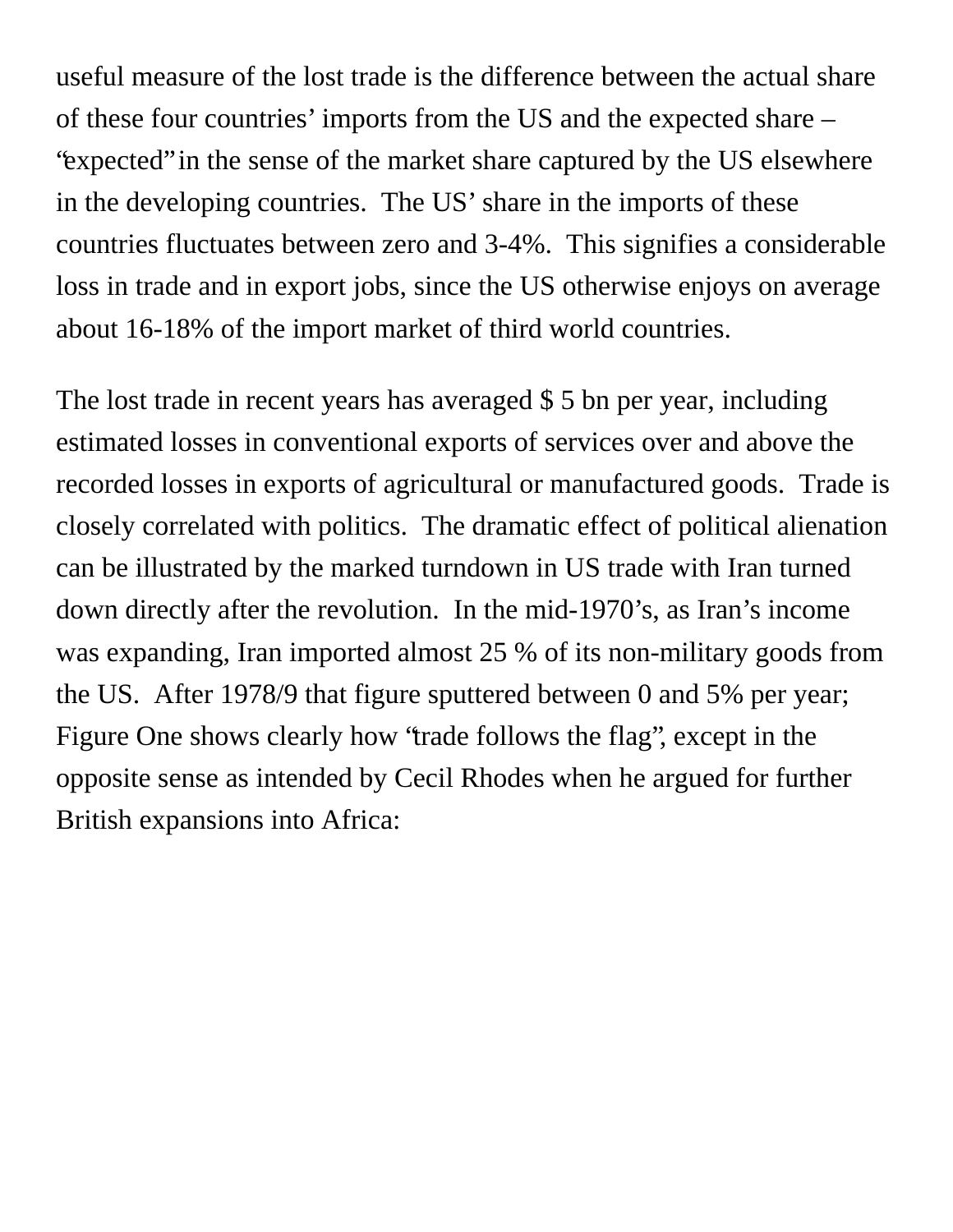useful measure of the lost trade is the difference between the actual share of these four countries' imports from the US and the expected share – "expected" in the sense of the market share captured by the US elsewhere in the developing countries. The US' share in the imports of these countries fluctuates between zero and 3-4%. This signifies a considerable loss in trade and in export jobs, since the US otherwise enjoys on average about 16-18% of the import market of third world countries.

The lost trade in recent years has averaged $ 5 bn per year, including estimated losses in conventional exports of services over and above the recorded losses in exports of agricultural or manufactured goods. Trade is closely correlated with politics. The dramatic effect of political alienation can be illustrated by the marked turndown in US trade with Iran turned down directly after the revolution. In the mid-1970's, as Iran's income was expanding, Iran imported almost 25 % of its non-military goods from the US. After 1978/9 that figure sputtered between 0 and 5% per year; Figure One shows clearly how "trade follows the flag", except in the opposite sense as intended by Cecil Rhodes when he argued for further British expansions into Africa: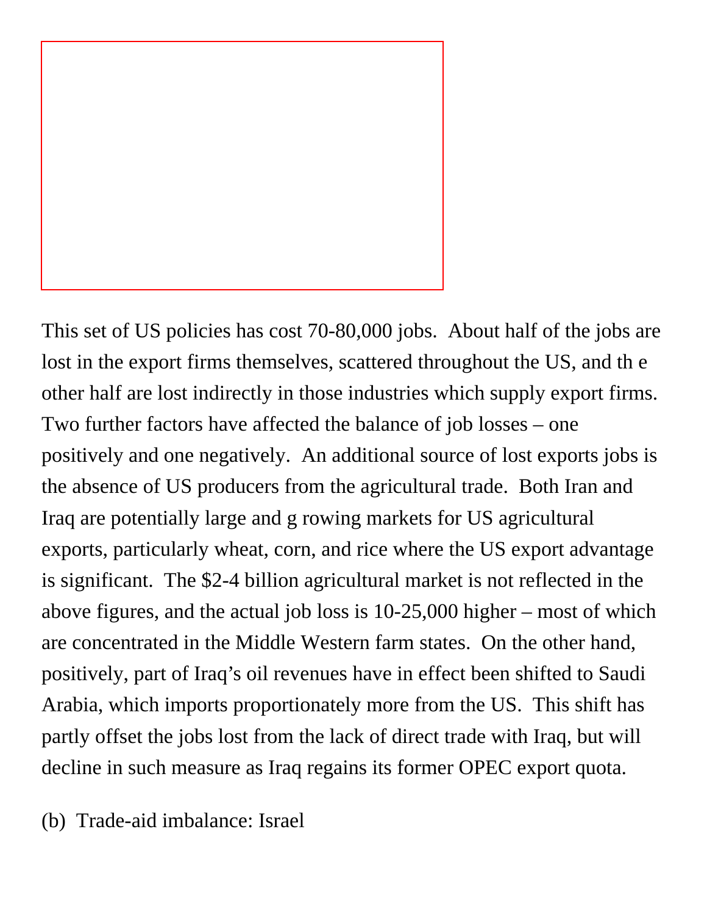This set of US policies has cost 70-80,000 jobs. About half of the jobs are lost in the export firms themselves, scattered throughout the US, and the other half are lost indirectly in those industries which supply export firms. Two further factors have affected the balance of job losses – one positively and one negatively. An additional source of lost exports jobs is the absence of US producers from the agricultural trade. Both Iran and Iraq are potentially large and growing markets for US agricultural exports, particularly wheat, corn, and rice where the US export advantage is significant. The $2-4 billion agricultural market is not reflected in the above figures, and the actual job loss is 10-25,000 higher – most of which are concentrated in the Middle Western farm states. On the other hand, positively, part of Iraq's oil revenues have in effect been shifted to Saudi Arabia, which imports proportionately more from the US. This shift has partly offset the jobs lost from the lack of direct trade with Iraq, but will decline in such measure as Iraq regains its former OPEC export quota.

(b) Trade-aid imbalance: Israel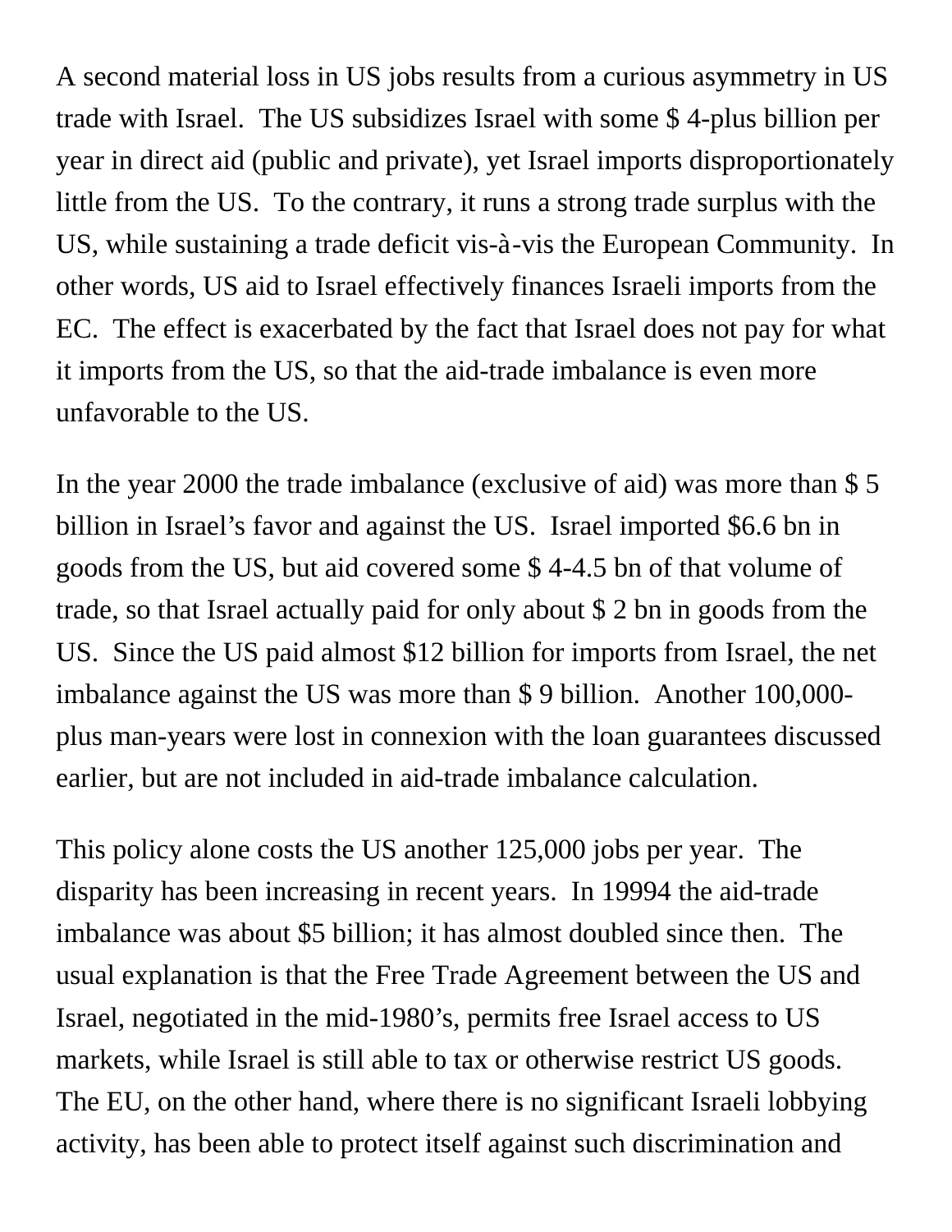A second material loss in US jobs results from a curious asymmetry in US trade with Israel. The US subsidizes Israel with some $ 4-plus billion per year in direct aid (public and private), yet Israel imports disproportionately little from the US. To the contrary, it runs a strong trade surplus with the US, while sustaining a trade deficit vis-à-vis the European Community. In other words, US aid to Israel effectively finances Israeli imports from the EC. The effect is exacerbated by the fact that Israel does not pay for what it imports from the US, so that the aid-trade imbalance is even more unfavorable to the US.

In the year 2000 the trade imbalance (exclusive of aid) was more than $ 5 billion in Israel's favor and against the US. Israel imported $6.6 bn in goods from the US, but aid covered some $ 4-4.5 bn of that volume of trade, so that Israel actually paid for only about $ 2 bn in goods from the US. Since the US paid almost $12 billion for imports from Israel, the net imbalance against the US was more than $ 9 billion. Another 100,000-plus man-years were lost in connexion with the loan guarantees discussed earlier, but are not included in aid-trade imbalance calculation.

This policy alone costs the US another 125,000 jobs per year. The disparity has been increasing in recent years. In 19994 the aid-trade imbalance was about $5 billion; it has almost doubled since then. The usual explanation is that the Free Trade Agreement between the US and Israel, negotiated in the mid-1980's, permits free Israel access to US markets, while Israel is still able to tax or otherwise restrict US goods. The EU, on the other hand, where there is no significant Israeli lobbying activity, has been able to protect itself against such discrimination and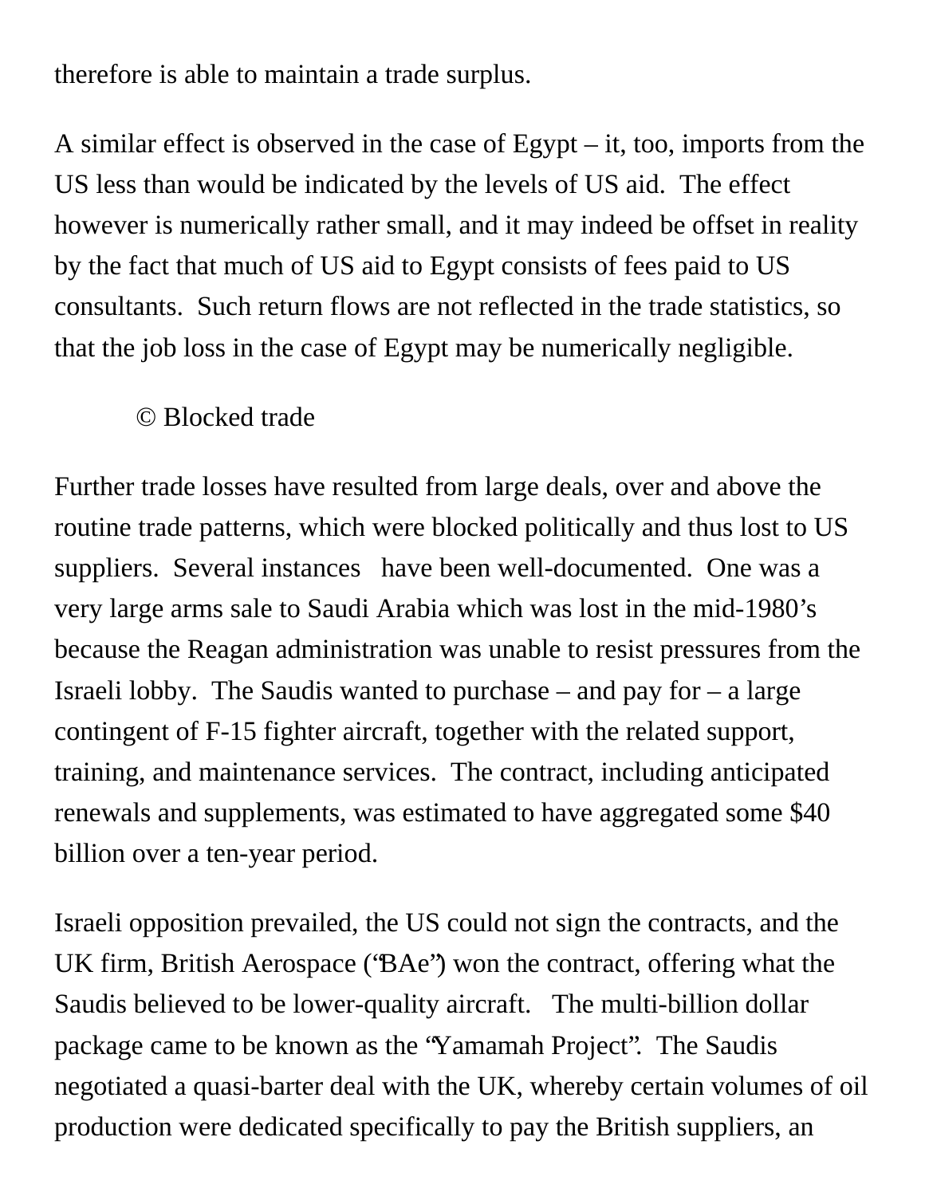therefore is able to maintain a trade surplus.

A similar effect is observed in the case of Egypt – it, too, imports from the US less than would be indicated by the levels of US aid. The effect however is numerically rather small, and it may indeed be offset in reality by the fact that much of US aid to Egypt consists of fees paid to US consultants. Such return flows are not reflected in the trade statistics, so that the job loss in the case of Egypt may be numerically negligible.

© Blocked trade

Further trade losses have resulted from large deals, over and above the routine trade patterns, which were blocked politically and thus lost to US suppliers. Several instances have been well-documented. One was a very large arms sale to Saudi Arabia which was lost in the mid-1980's because the Reagan administration was unable to resist pressures from the Israeli lobby. The Saudis wanted to purchase – and pay for – a large contingent of F-15 fighter aircraft, together with the related support, training, and maintenance services. The contract, including anticipated renewals and supplements, was estimated to have aggregated some $40 billion over a ten-year period.

Israeli opposition prevailed, the US could not sign the contracts, and the UK firm, British Aerospace ("BAe") won the contract, offering what the Saudis believed to be lower-quality aircraft. The multi-billion dollar package came to be known as the "Yamamah Project". The Saudis negotiated a quasi-barter deal with the UK, whereby certain volumes of oil production were dedicated specifically to pay the British suppliers, an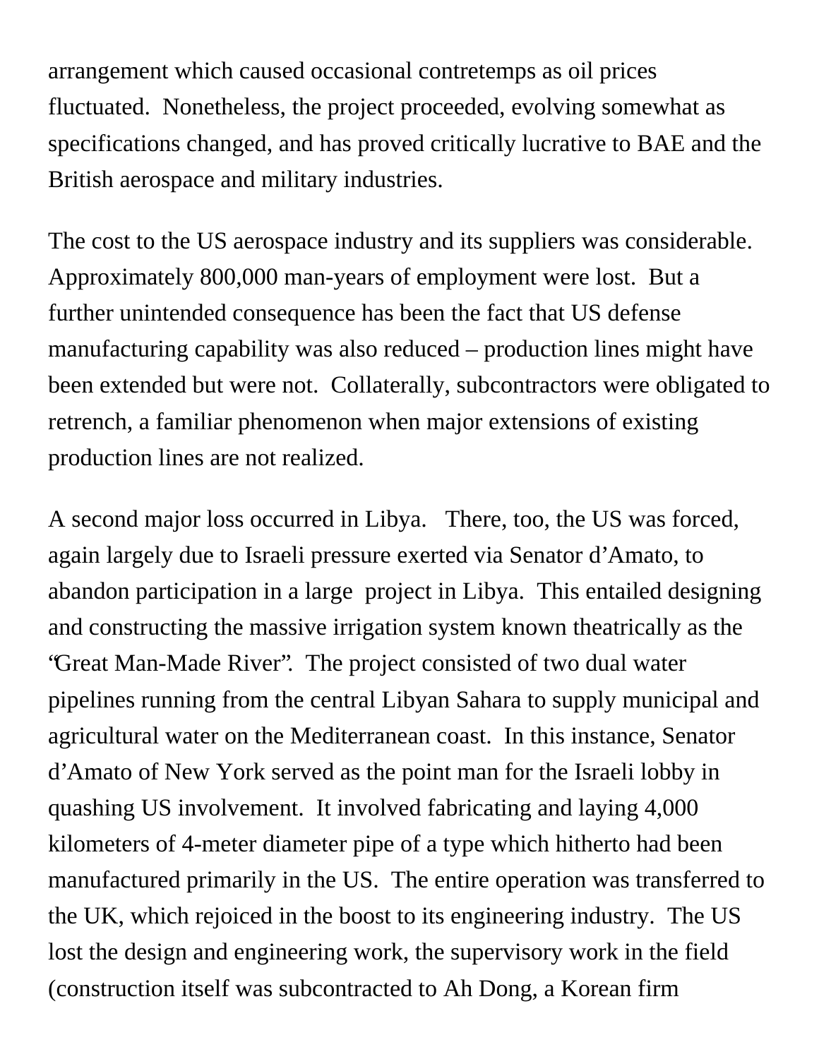arrangement which caused occasional contretemps as oil prices fluctuated.  Nonetheless, the project proceeded, evolving somewhat as specifications changed, and has proved critically lucrative to BAE and the British aerospace and military industries.

The cost to the US aerospace industry and its suppliers was considerable. Approximately 800,000 man-years of employment were lost.  But a further unintended consequence has been the fact that US defense manufacturing capability was also reduced – production lines might have been extended but were not.  Collaterally, subcontractors were obligated to retrench, a familiar phenomenon when major extensions of existing production lines are not realized.

A second major loss occurred in Libya.   There, too, the US was forced, again largely due to Israeli pressure exerted via Senator d'Amato, to abandon participation in a large  project in Libya.  This entailed designing and constructing the massive irrigation system known theatrically as the "Great Man-Made River".  The project consisted of two dual water pipelines running from the central Libyan Sahara to supply municipal and agricultural water on the Mediterranean coast.  In this instance, Senator d'Amato of New York served as the point man for the Israeli lobby in quashing US involvement.  It involved fabricating and laying 4,000 kilometers of 4-meter diameter pipe of a type which hitherto had been manufactured primarily in the US.  The entire operation was transferred to the UK, which rejoiced in the boost to its engineering industry.  The US lost the design and engineering work, the supervisory work in the field (construction itself was subcontracted to Ah Dong, a Korean firm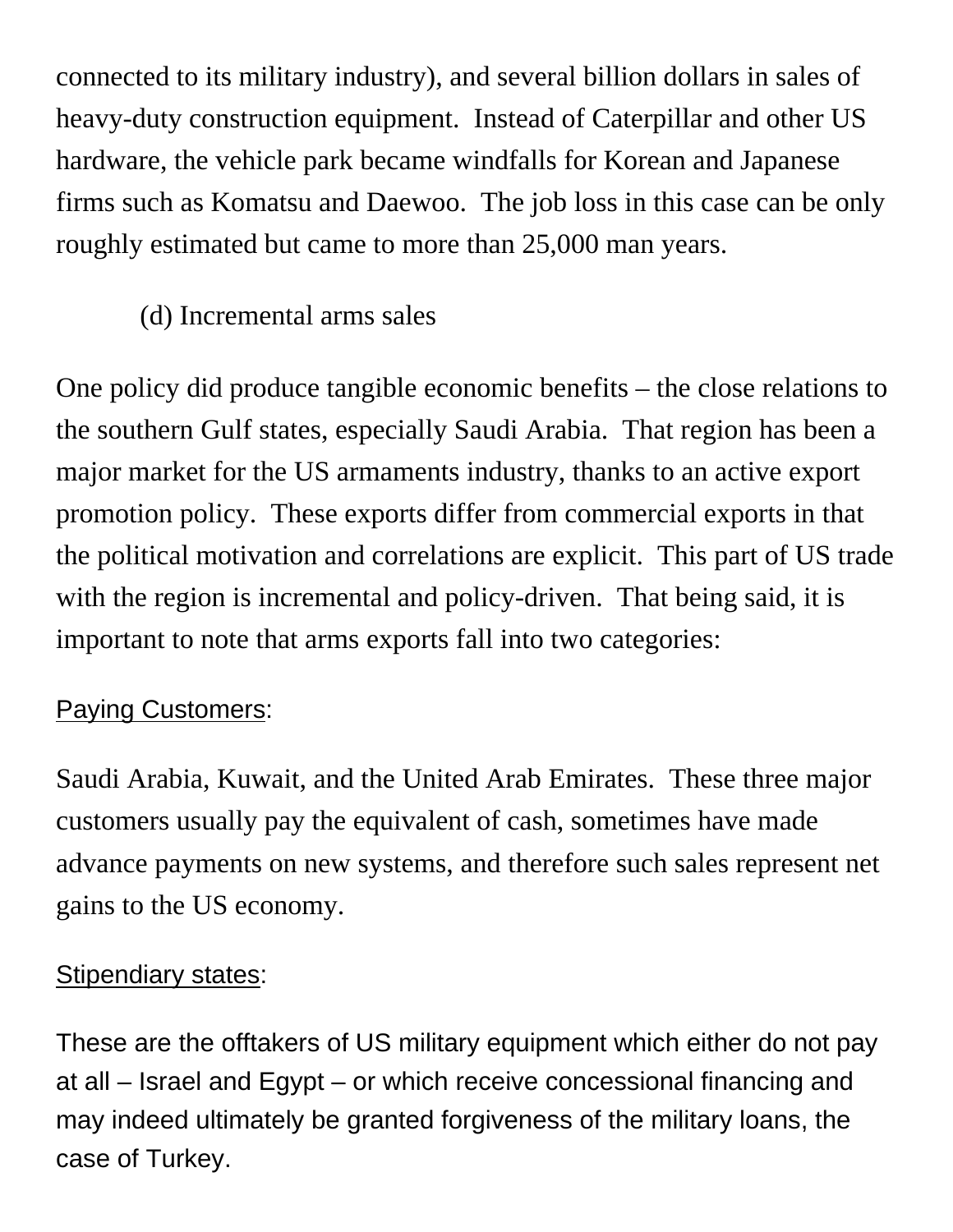connected to its military industry), and several billion dollars in sales of heavy-duty construction equipment.  Instead of Caterpillar and other US hardware, the vehicle park became windfalls for Korean and Japanese firms such as Komatsu and Daewoo.  The job loss in this case can be only roughly estimated but came to more than 25,000 man years.

(d) Incremental arms sales

One policy did produce tangible economic benefits – the close relations to the southern Gulf states, especially Saudi Arabia.  That region has been a major market for the US armaments industry, thanks to an active export promotion policy.  These exports differ from commercial exports in that the political motivation and correlations are explicit.  This part of US trade with the region is incremental and policy-driven.  That being said, it is important to note that arms exports fall into two categories:

<u>Paying Customers</u>:

Saudi Arabia, Kuwait, and the United Arab Emirates.  These three major customers usually pay the equivalent of cash, sometimes have made advance payments on new systems, and therefore such sales represent net gains to the US economy.

<u>Stipendiary states</u>:

These are the offtakers of US military equipment which either do not pay at all – Israel and Egypt – or which receive concessional financing and may indeed ultimately be granted forgiveness of the military loans, the case of Turkey.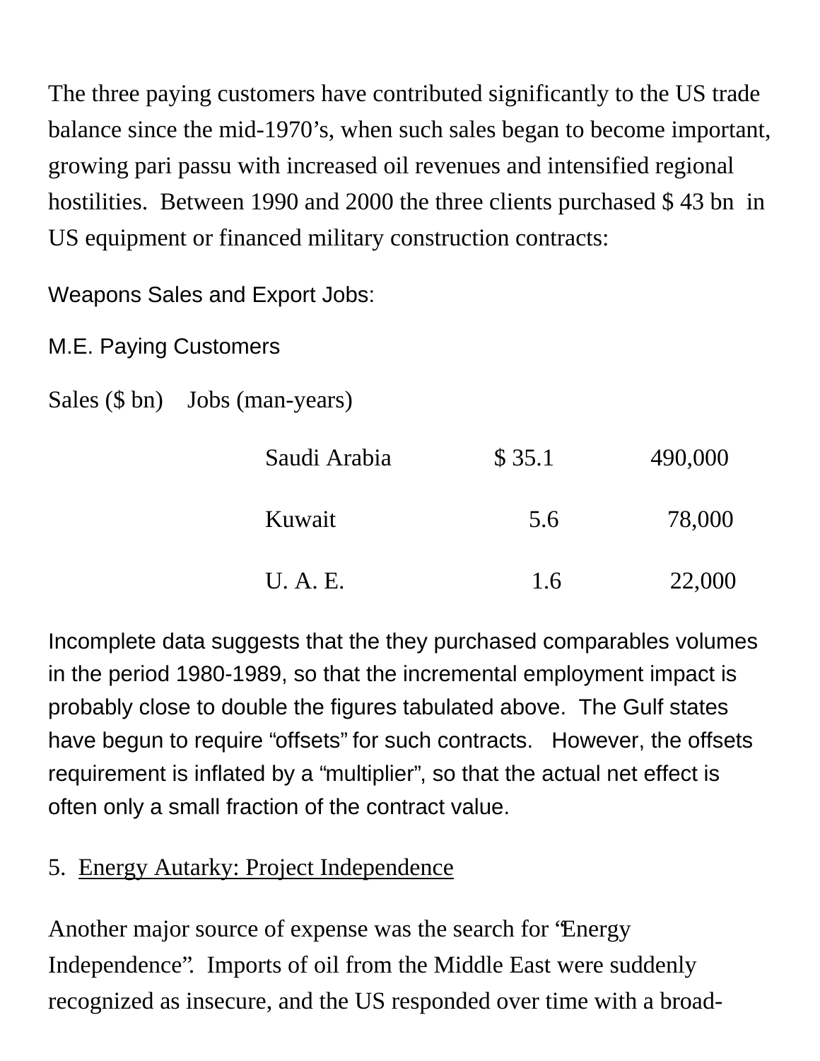The three paying customers have contributed significantly to the US trade balance since the mid-1970's, when such sales began to become important, growing pari passu with increased oil revenues and intensified regional hostilities. Between 1990 and 2000 the three clients purchased $ 43 bn in US equipment or financed military construction contracts:

Weapons Sales and Export Jobs:

M.E. Paying Customers

| | Sales ($ bn) | Jobs (man-years) |
|---|---|---|
| Saudi Arabia | $ 35.1 | 490,000 |
| Kuwait | 5.6 | 78,000 |
| U. A. E. | 1.6 | 22,000 |

Incomplete data suggests that the they purchased comparables volumes in the period 1980-1989, so that the incremental employment impact is probably close to double the figures tabulated above. The Gulf states have begun to require "offsets" for such contracts. However, the offsets requirement is inflated by a "multiplier", so that the actual net effect is often only a small fraction of the contract value.

5. Energy Autarky: Project Independence

Another major source of expense was the search for "Energy Independence". Imports of oil from the Middle East were suddenly recognized as insecure, and the US responded over time with a broad-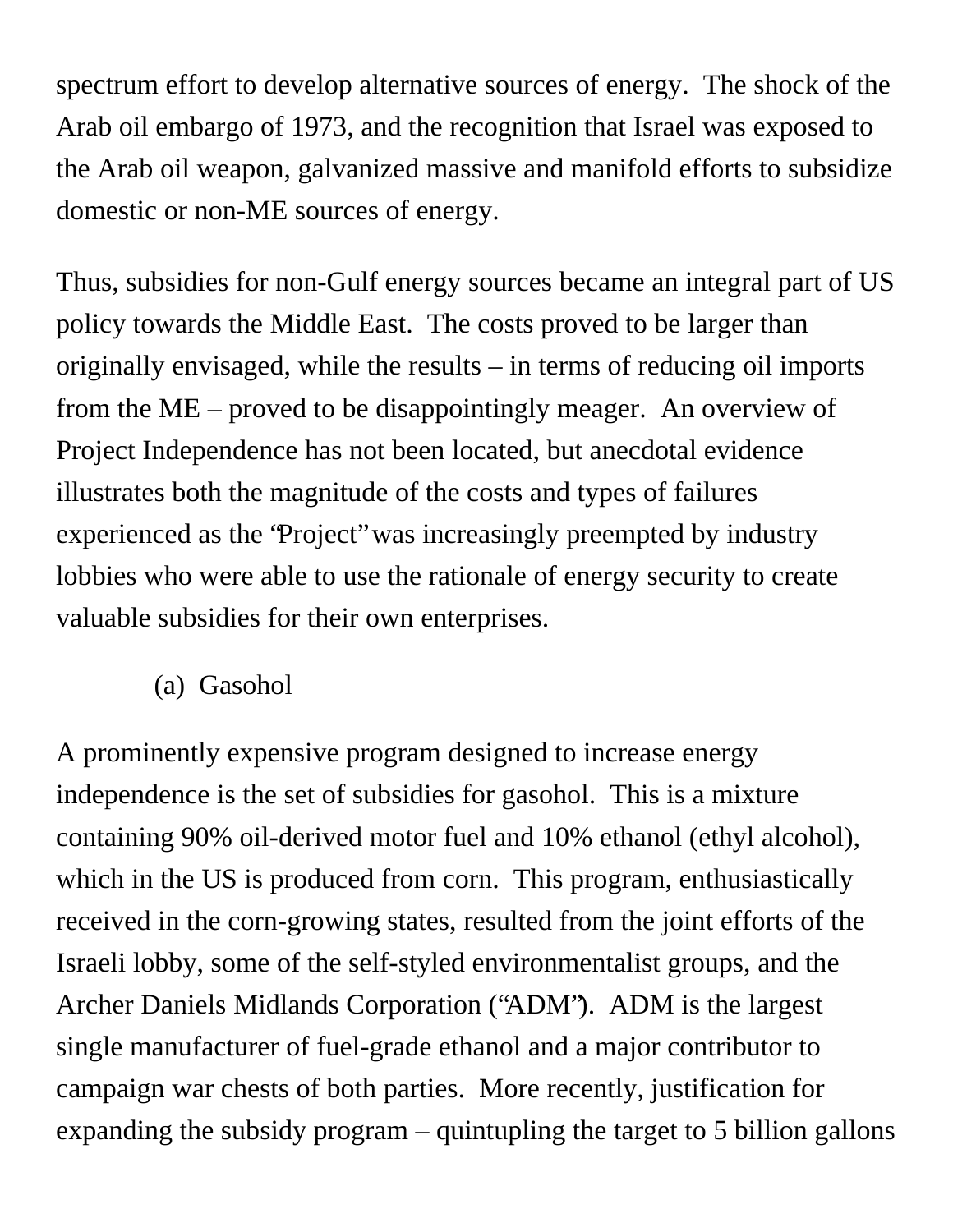spectrum effort to develop alternative sources of energy. The shock of the Arab oil embargo of 1973, and the recognition that Israel was exposed to the Arab oil weapon, galvanized massive and manifold efforts to subsidize domestic or non-ME sources of energy.

Thus, subsidies for non-Gulf energy sources became an integral part of US policy towards the Middle East. The costs proved to be larger than originally envisaged, while the results – in terms of reducing oil imports from the ME – proved to be disappointingly meager. An overview of Project Independence has not been located, but anecdotal evidence illustrates both the magnitude of the costs and types of failures experienced as the "Project" was increasingly preempted by industry lobbies who were able to use the rationale of energy security to create valuable subsidies for their own enterprises.

(a) Gasohol

A prominently expensive program designed to increase energy independence is the set of subsidies for gasohol. This is a mixture containing 90% oil-derived motor fuel and 10% ethanol (ethyl alcohol), which in the US is produced from corn. This program, enthusiastically received in the corn-growing states, resulted from the joint efforts of the Israeli lobby, some of the self-styled environmentalist groups, and the Archer Daniels Midlands Corporation ("ADM"). ADM is the largest single manufacturer of fuel-grade ethanol and a major contributor to campaign war chests of both parties. More recently, justification for expanding the subsidy program – quintupling the target to 5 billion gallons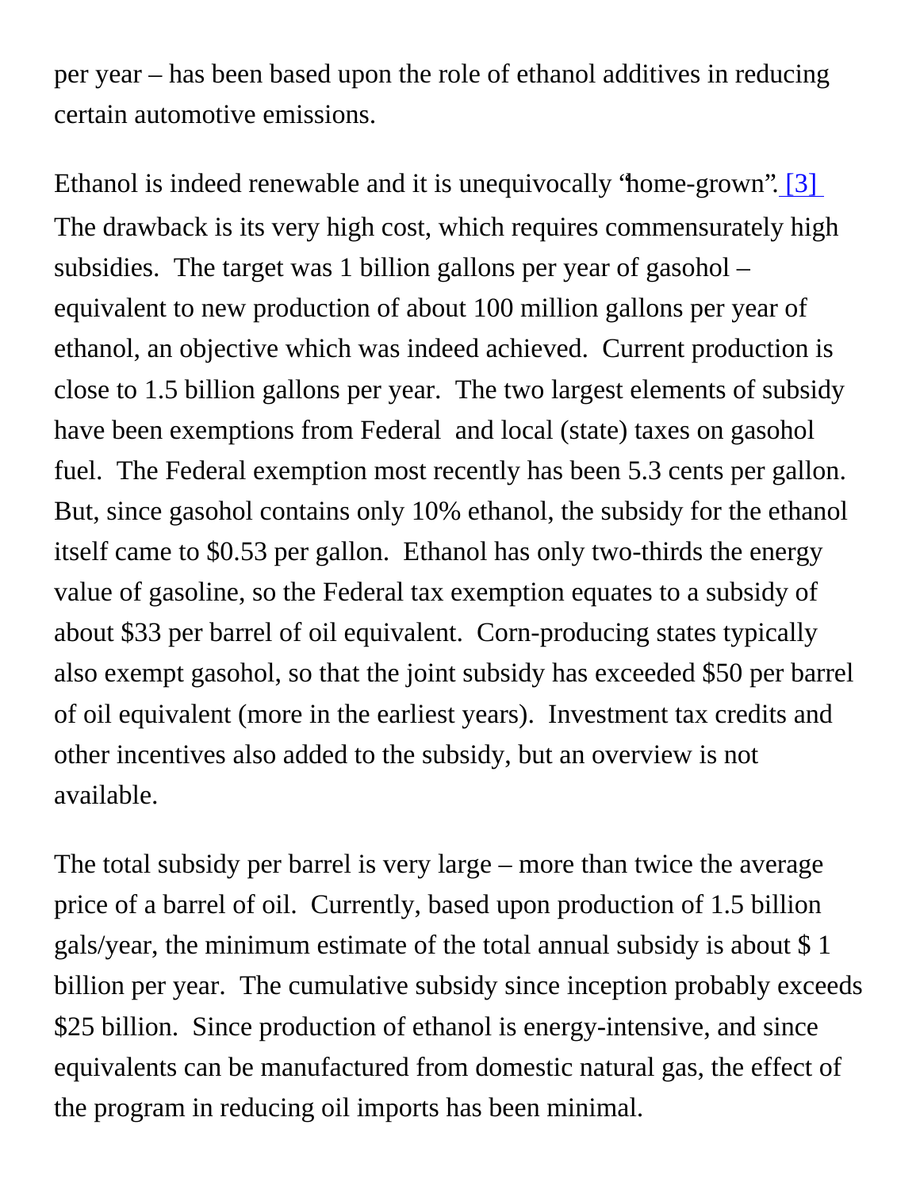per year – has been based upon the role of ethanol additives in reducing certain automotive emissions.

Ethanol is indeed renewable and it is unequivocally "home-grown". [3] The drawback is its very high cost, which requires commensurately high subsidies. The target was 1 billion gallons per year of gasohol – equivalent to new production of about 100 million gallons per year of ethanol, an objective which was indeed achieved. Current production is close to 1.5 billion gallons per year. The two largest elements of subsidy have been exemptions from Federal and local (state) taxes on gasohol fuel. The Federal exemption most recently has been 5.3 cents per gallon. But, since gasohol contains only 10% ethanol, the subsidy for the ethanol itself came to $0.53 per gallon. Ethanol has only two-thirds the energy value of gasoline, so the Federal tax exemption equates to a subsidy of about $33 per barrel of oil equivalent. Corn-producing states typically also exempt gasohol, so that the joint subsidy has exceeded $50 per barrel of oil equivalent (more in the earliest years). Investment tax credits and other incentives also added to the subsidy, but an overview is not available.

The total subsidy per barrel is very large – more than twice the average price of a barrel of oil. Currently, based upon production of 1.5 billion gals/year, the minimum estimate of the total annual subsidy is about $ 1 billion per year. The cumulative subsidy since inception probably exceeds $25 billion. Since production of ethanol is energy-intensive, and since equivalents can be manufactured from domestic natural gas, the effect of the program in reducing oil imports has been minimal.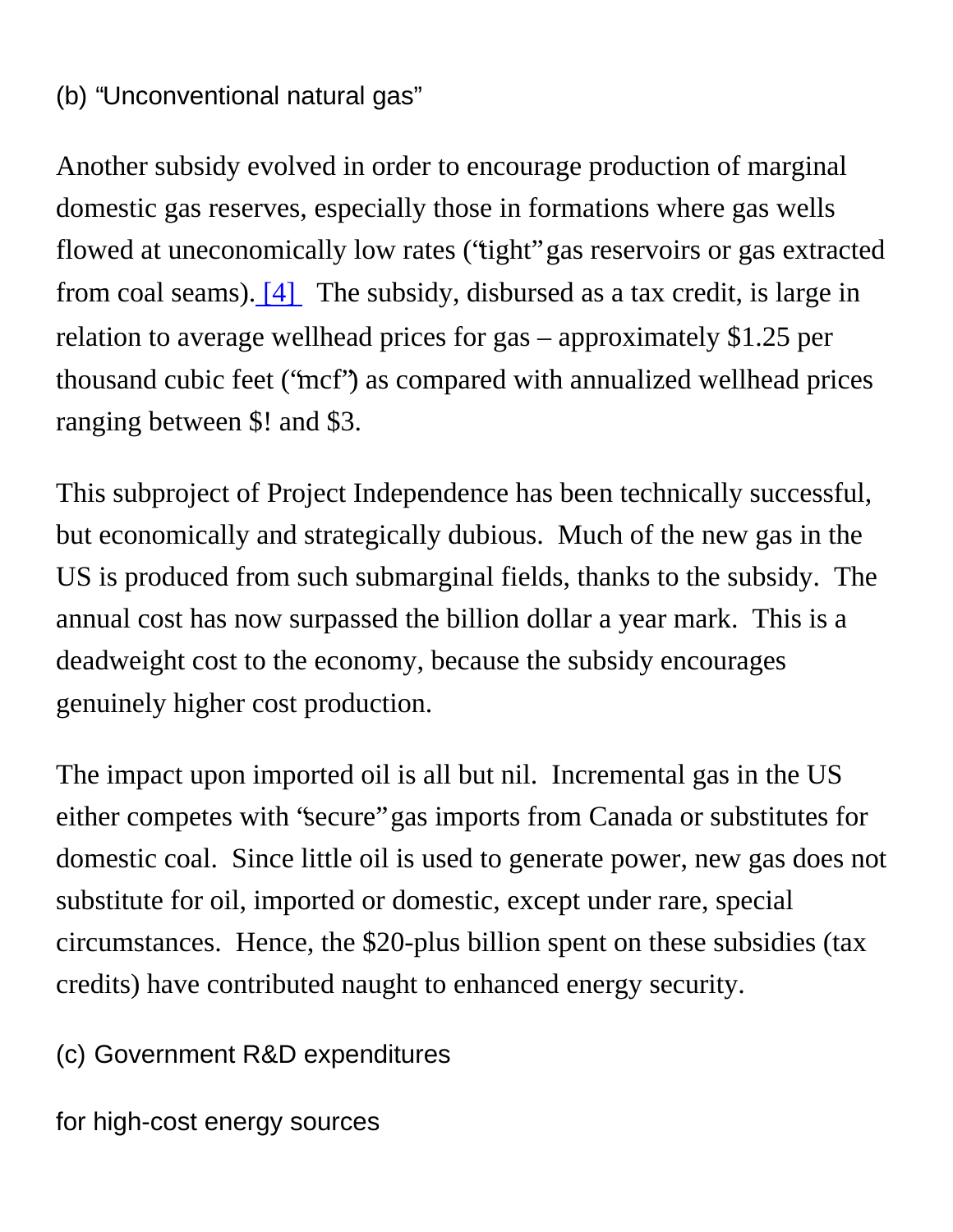(b) “Unconventional natural gas”

Another subsidy evolved in order to encourage production of marginal domestic gas reserves, especially those in formations where gas wells flowed at uneconomically low rates (“tight” gas reservoirs or gas extracted from coal seams). [4] The subsidy, disbursed as a tax credit, is large in relation to average wellhead prices for gas – approximately $1.25 per thousand cubic feet (“mcf”) as compared with annualized wellhead prices ranging between $! and $3.

This subproject of Project Independence has been technically successful, but economically and strategically dubious. Much of the new gas in the US is produced from such submarginal fields, thanks to the subsidy. The annual cost has now surpassed the billion dollar a year mark. This is a deadweight cost to the economy, because the subsidy encourages genuinely higher cost production.

The impact upon imported oil is all but nil. Incremental gas in the US either competes with “secure” gas imports from Canada or substitutes for domestic coal. Since little oil is used to generate power, new gas does not substitute for oil, imported or domestic, except under rare, special circumstances. Hence, the $20-plus billion spent on these subsidies (tax credits) have contributed naught to enhanced energy security.

(c) Government R&D expenditures

for high-cost energy sources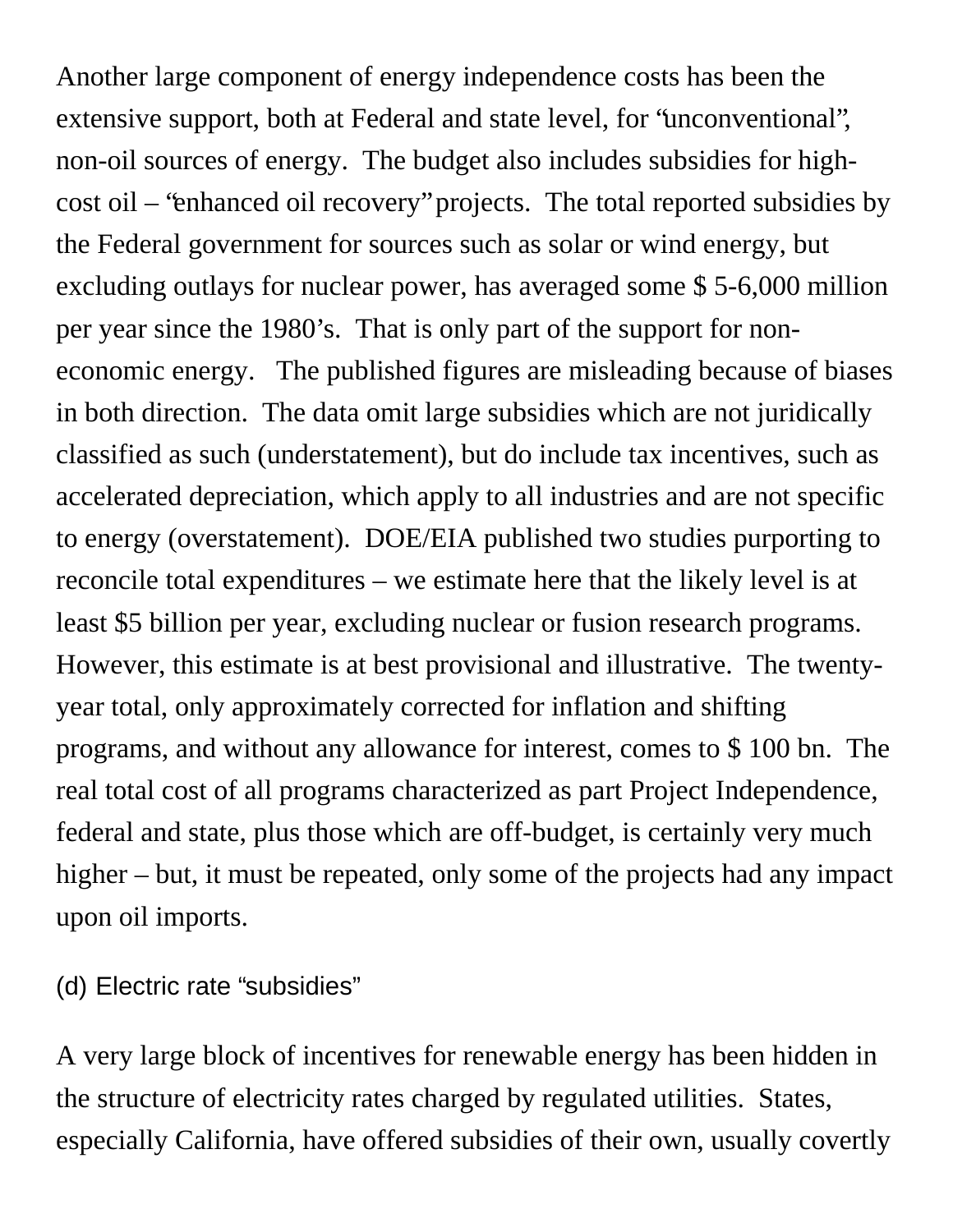Another large component of energy independence costs has been the extensive support, both at Federal and state level, for "unconventional", non-oil sources of energy. The budget also includes subsidies for high-cost oil – "enhanced oil recovery" projects. The total reported subsidies by the Federal government for sources such as solar or wind energy, but excluding outlays for nuclear power, has averaged some $ 5-6,000 million per year since the 1980's. That is only part of the support for non-economic energy. The published figures are misleading because of biases in both direction. The data omit large subsidies which are not juridically classified as such (understatement), but do include tax incentives, such as accelerated depreciation, which apply to all industries and are not specific to energy (overstatement). DOE/EIA published two studies purporting to reconcile total expenditures – we estimate here that the likely level is at least $5 billion per year, excluding nuclear or fusion research programs. However, this estimate is at best provisional and illustrative. The twenty-year total, only approximately corrected for inflation and shifting programs, and without any allowance for interest, comes to $ 100 bn. The real total cost of all programs characterized as part Project Independence, federal and state, plus those which are off-budget, is certainly very much higher – but, it must be repeated, only some of the projects had any impact upon oil imports.

(d) Electric rate "subsidies"

A very large block of incentives for renewable energy has been hidden in the structure of electricity rates charged by regulated utilities. States, especially California, have offered subsidies of their own, usually covertly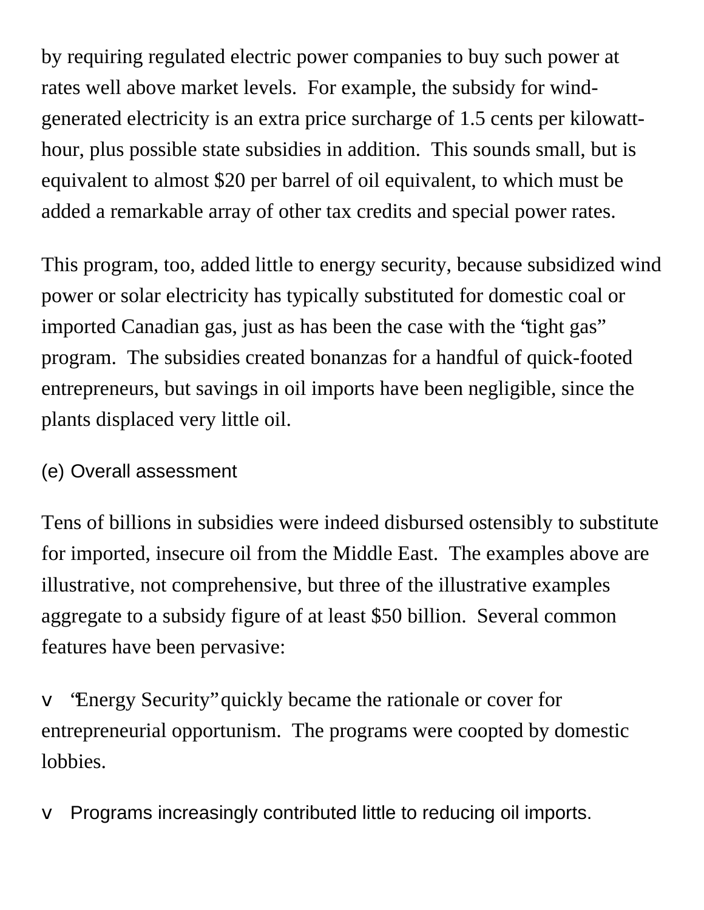by requiring regulated electric power companies to buy such power at rates well above market levels. For example, the subsidy for wind-generated electricity is an extra price surcharge of 1.5 cents per kilowatt-hour, plus possible state subsidies in addition. This sounds small, but is equivalent to almost $20 per barrel of oil equivalent, to which must be added a remarkable array of other tax credits and special power rates.

This program, too, added little to energy security, because subsidized wind power or solar electricity has typically substituted for domestic coal or imported Canadian gas, just as has been the case with the "tight gas" program. The subsidies created bonanzas for a handful of quick-footed entrepreneurs, but savings in oil imports have been negligible, since the plants displaced very little oil.

(e) Overall assessment

Tens of billions in subsidies were indeed disbursed ostensibly to substitute for imported, insecure oil from the Middle East. The examples above are illustrative, not comprehensive, but three of the illustrative examples aggregate to a subsidy figure of at least $50 billion. Several common features have been pervasive:

- "Energy Security" quickly became the rationale or cover for entrepreneurial opportunism. The programs were coopted by domestic lobbies.

- Programs increasingly contributed little to reducing oil imports.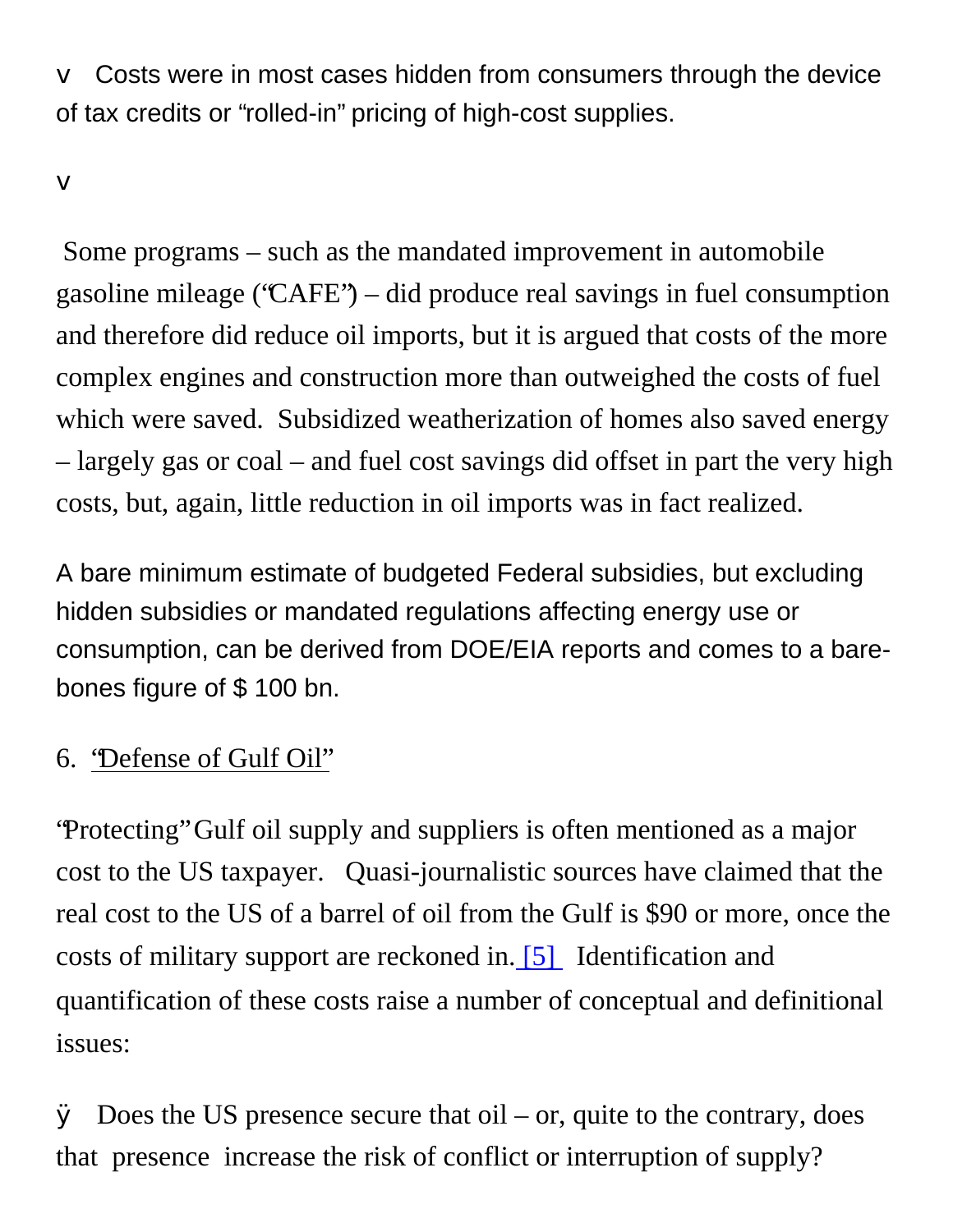v Costs were in most cases hidden from consumers through the device of tax credits or "rolled-in" pricing of high-cost supplies.

v

Some programs – such as the mandated improvement in automobile gasoline mileage ("CAFE") – did produce real savings in fuel consumption and therefore did reduce oil imports, but it is argued that costs of the more complex engines and construction more than outweighed the costs of fuel which were saved. Subsidized weatherization of homes also saved energy – largely gas or coal – and fuel cost savings did offset in part the very high costs, but, again, little reduction in oil imports was in fact realized.

A bare minimum estimate of budgeted Federal subsidies, but excluding hidden subsidies or mandated regulations affecting energy use or consumption, can be derived from DOE/EIA reports and comes to a bare-bones figure of $ 100 bn.

6. "Defense of Gulf Oil"

"Protecting" Gulf oil supply and suppliers is often mentioned as a major cost to the US taxpayer. Quasi-journalistic sources have claimed that the real cost to the US of a barrel of oil from the Gulf is $90 or more, once the costs of military support are reckoned in. [5] Identification and quantification of these costs raise a number of conceptual and definitional issues:

ÿ Does the US presence secure that oil – or, quite to the contrary, does that presence increase the risk of conflict or interruption of supply?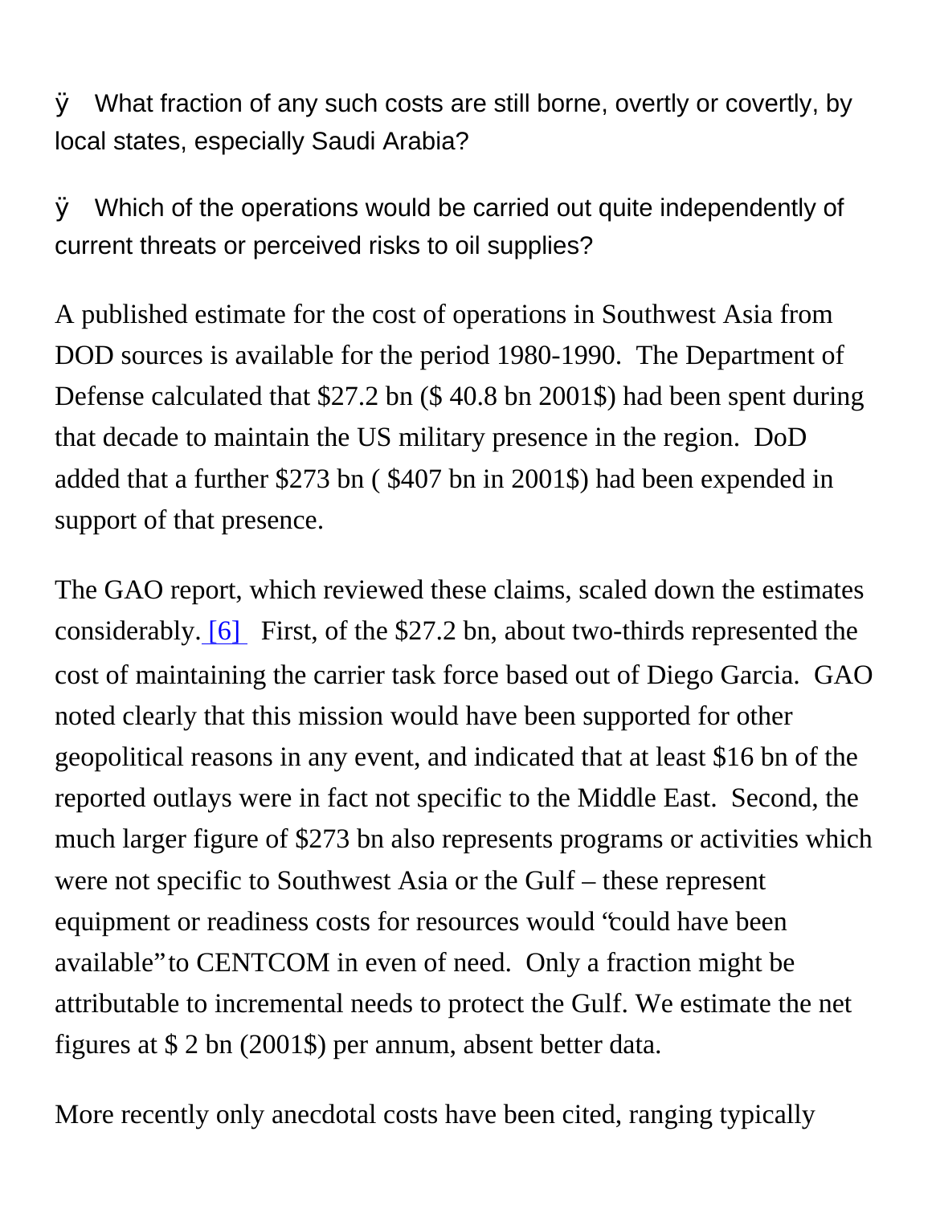- What fraction of any such costs are still borne, overtly or covertly, by local states, especially Saudi Arabia?

- Which of the operations would be carried out quite independently of current threats or perceived risks to oil supplies?

A published estimate for the cost of operations in Southwest Asia from DOD sources is available for the period 1980-1990. The Department of Defense calculated that $27.2 bn ($ 40.8 bn 2001$) had been spent during that decade to maintain the US military presence in the region. DoD added that a further $273 bn ( $407 bn in 2001$) had been expended in support of that presence.

The GAO report, which reviewed these claims, scaled down the estimates considerably. [6] First, of the $27.2 bn, about two-thirds represented the cost of maintaining the carrier task force based out of Diego Garcia. GAO noted clearly that this mission would have been supported for other geopolitical reasons in any event, and indicated that at least $16 bn of the reported outlays were in fact not specific to the Middle East. Second, the much larger figure of $273 bn also represents programs or activities which were not specific to Southwest Asia or the Gulf – these represent equipment or readiness costs for resources would "could have been available" to CENTCOM in even of need. Only a fraction might be attributable to incremental needs to protect the Gulf. We estimate the net figures at $ 2 bn (2001$) per annum, absent better data.

More recently only anecdotal costs have been cited, ranging typically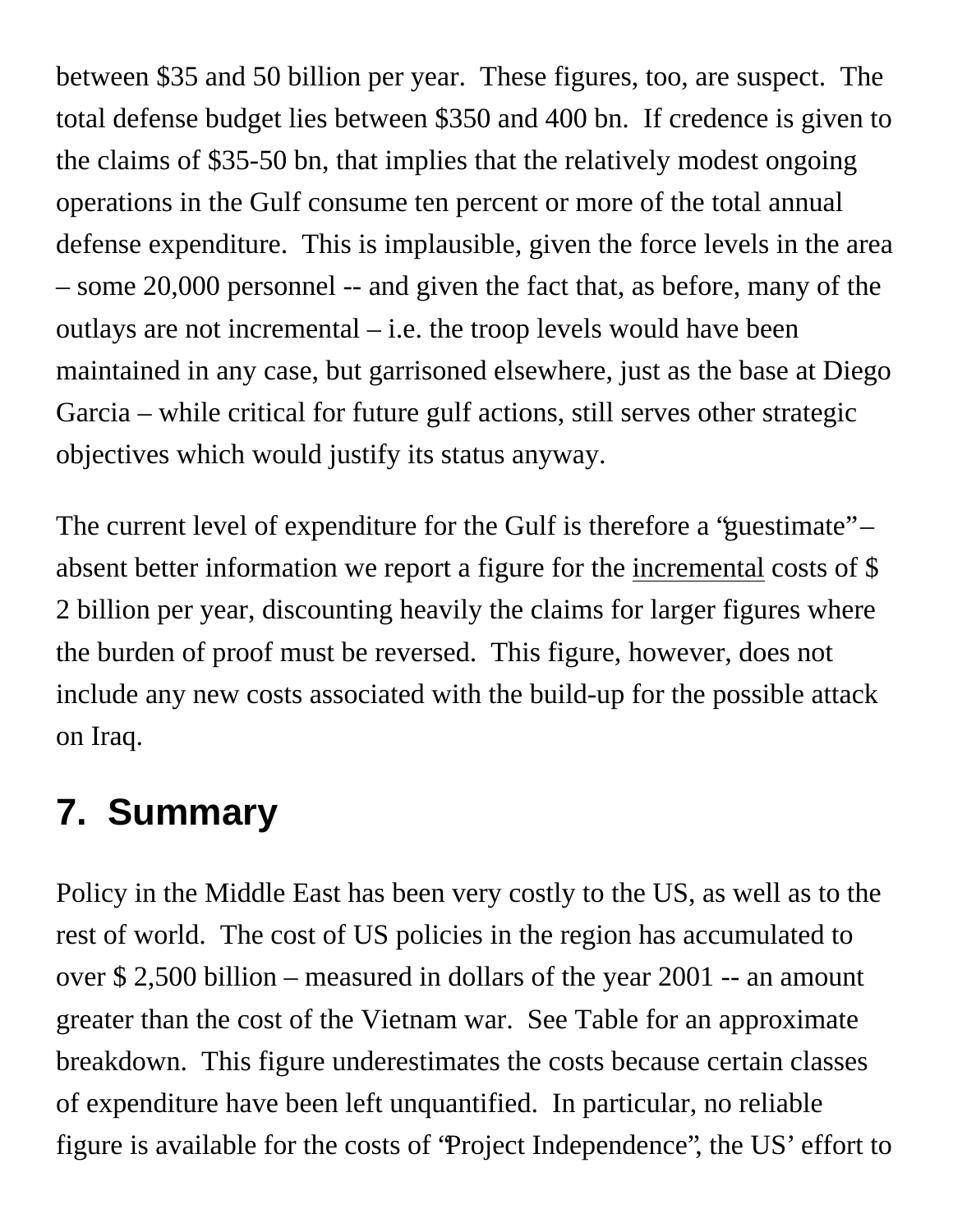between $35 and 50 billion per year. These figures, too, are suspect. The total defense budget lies between $350 and 400 bn. If credence is given to the claims of $35-50 bn, that implies that the relatively modest ongoing operations in the Gulf consume ten percent or more of the total annual defense expenditure. This is implausible, given the force levels in the area – some 20,000 personnel -- and given the fact that, as before, many of the outlays are not incremental – i.e. the troop levels would have been maintained in any case, but garrisoned elsewhere, just as the base at Diego Garcia – while critical for future gulf actions, still serves other strategic objectives which would justify its status anyway.

The current level of expenditure for the Gulf is therefore a "guestimate" – absent better information we report a figure for the incremental costs of $ 2 billion per year, discounting heavily the claims for larger figures where the burden of proof must be reversed. This figure, however, does not include any new costs associated with the build-up for the possible attack on Iraq.

## 7. Summary

Policy in the Middle East has been very costly to the US, as well as to the rest of world. The cost of US policies in the region has accumulated to over $ 2,500 billion – measured in dollars of the year 2001 -- an amount greater than the cost of the Vietnam war. See Table for an approximate breakdown. This figure underestimates the costs because certain classes of expenditure have been left unquantified. In particular, no reliable figure is available for the costs of "Project Independence", the US' effort to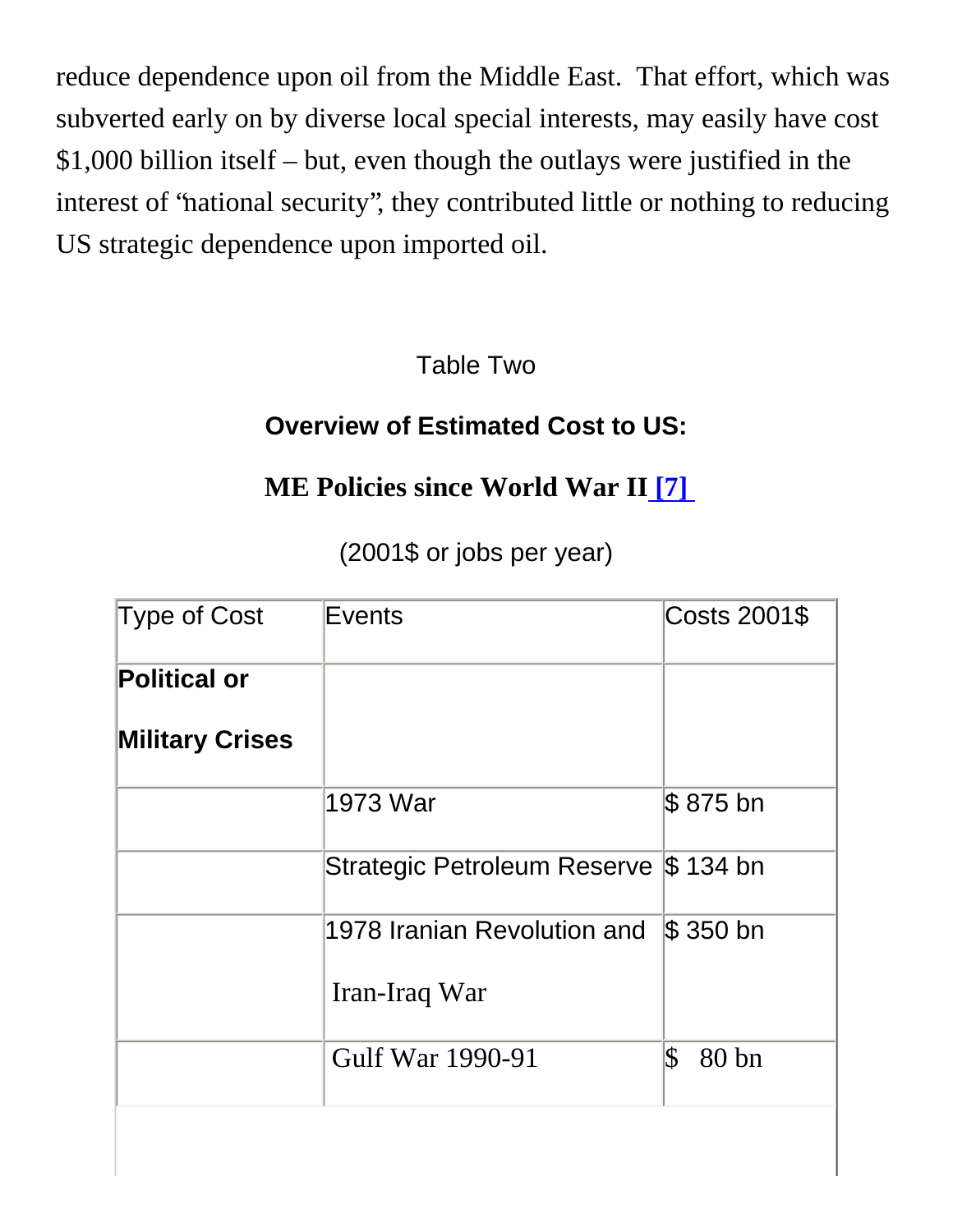reduce dependence upon oil from the Middle East. That effort, which was subverted early on by diverse local special interests, may easily have cost $1,000 billion itself – but, even though the outlays were justified in the interest of "national security", they contributed little or nothing to reducing US strategic dependence upon imported oil.

Table Two

**Overview of Estimated Cost to US:**

**ME Policies since World War II [7]**

(2001$ or jobs per year)

| Type of Cost | Events | Costs 2001$ |
|---|---|---|
| **Political or Military Crises** | | |
| | 1973 War | $ 875 bn |
| | Strategic Petroleum Reserve | $ 134 bn |
| | 1978 Iranian Revolution and Iran-Iraq War | $ 350 bn |
| | Gulf War 1990-91 | $ 80 bn |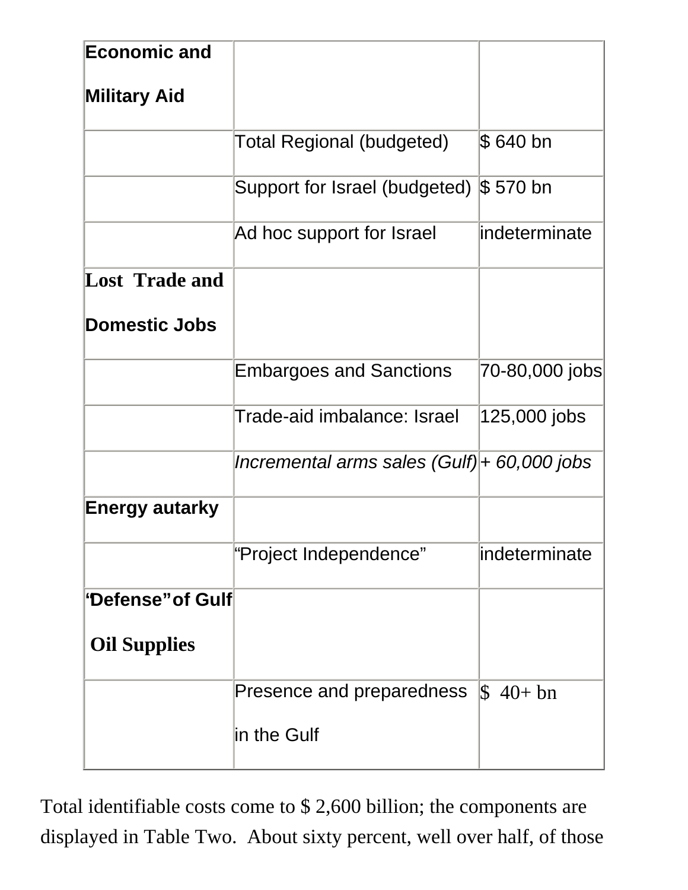| **Economic and Military Aid** | | |
|---|---|---|
| | Total Regional (budgeted) | $ 640 bn |
| | Support for Israel (budgeted) | $ 570 bn |
| | Ad hoc support for Israel | indeterminate |
| **Lost Trade and Domestic Jobs** | | |
| | Embargoes and Sanctions | 70-80,000 jobs |
| | Trade-aid imbalance: Israel | 125,000 jobs |
| | *Incremental arms sales (Gulf)* | *+ 60,000 jobs* |
| **Energy autarky** | | |
| | "Project Independence" | indeterminate |
| **'Defense" of Gulf Oil Supplies** | | |
| | Presence and preparedness in the Gulf | $ 40+ bn |

Total identifiable costs come to $ 2,600 billion; the components are displayed in Table Two. About sixty percent, well over half, of those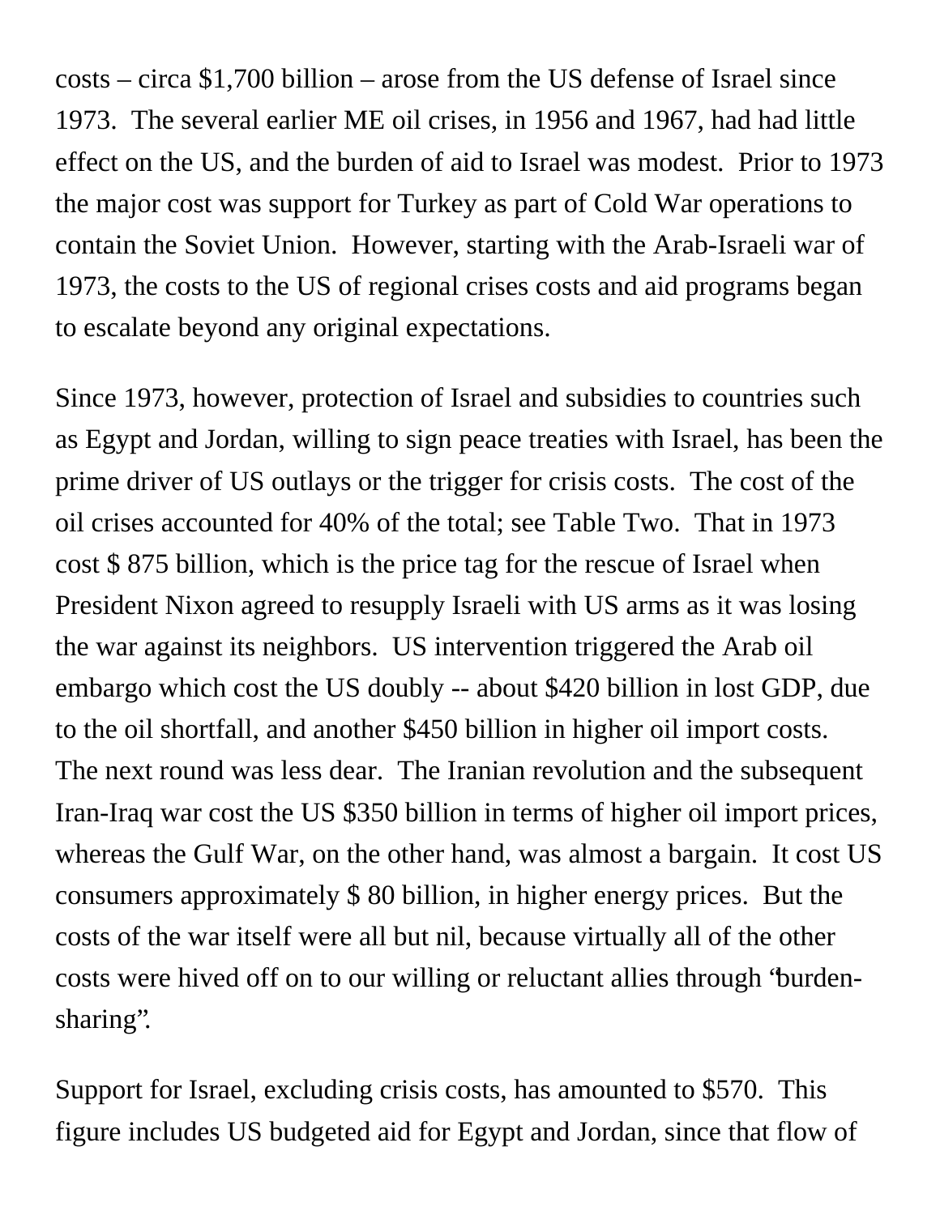costs – circa $1,700 billion – arose from the US defense of Israel since 1973. The several earlier ME oil crises, in 1956 and 1967, had had little effect on the US, and the burden of aid to Israel was modest. Prior to 1973 the major cost was support for Turkey as part of Cold War operations to contain the Soviet Union. However, starting with the Arab-Israeli war of 1973, the costs to the US of regional crises costs and aid programs began to escalate beyond any original expectations.

Since 1973, however, protection of Israel and subsidies to countries such as Egypt and Jordan, willing to sign peace treaties with Israel, has been the prime driver of US outlays or the trigger for crisis costs. The cost of the oil crises accounted for 40% of the total; see Table Two. That in 1973 cost $ 875 billion, which is the price tag for the rescue of Israel when President Nixon agreed to resupply Israeli with US arms as it was losing the war against its neighbors. US intervention triggered the Arab oil embargo which cost the US doubly -- about $420 billion in lost GDP, due to the oil shortfall, and another $450 billion in higher oil import costs. The next round was less dear. The Iranian revolution and the subsequent Iran-Iraq war cost the US $350 billion in terms of higher oil import prices, whereas the Gulf War, on the other hand, was almost a bargain. It cost US consumers approximately $ 80 billion, in higher energy prices. But the costs of the war itself were all but nil, because virtually all of the other costs were hived off on to our willing or reluctant allies through "burden-sharing".

Support for Israel, excluding crisis costs, has amounted to $570. This figure includes US budgeted aid for Egypt and Jordan, since that flow of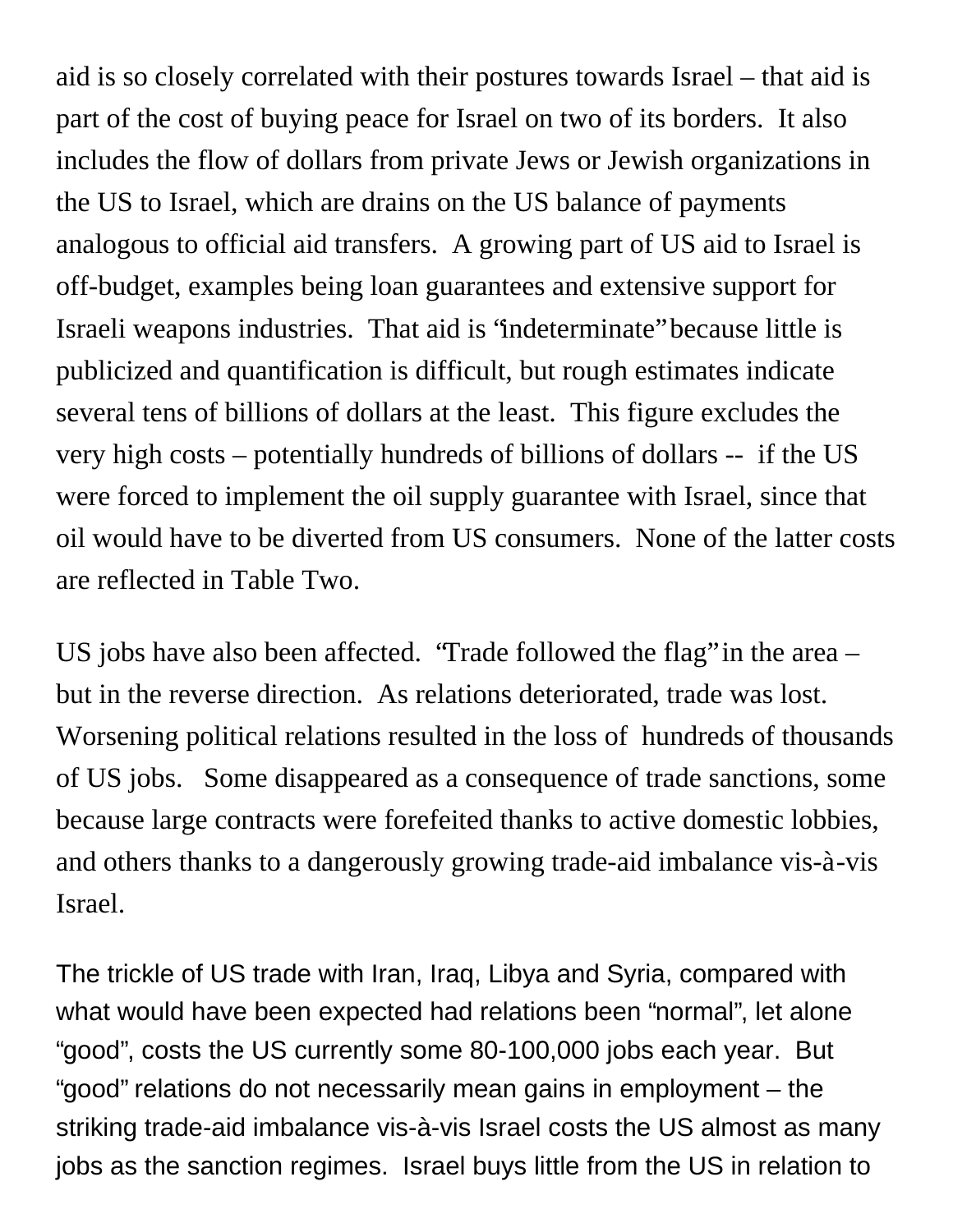aid is so closely correlated with their postures towards Israel – that aid is part of the cost of buying peace for Israel on two of its borders. It also includes the flow of dollars from private Jews or Jewish organizations in the US to Israel, which are drains on the US balance of payments analogous to official aid transfers. A growing part of US aid to Israel is off-budget, examples being loan guarantees and extensive support for Israeli weapons industries. That aid is "indeterminate" because little is publicized and quantification is difficult, but rough estimates indicate several tens of billions of dollars at the least. This figure excludes the very high costs – potentially hundreds of billions of dollars -- if the US were forced to implement the oil supply guarantee with Israel, since that oil would have to be diverted from US consumers. None of the latter costs are reflected in Table Two.

US jobs have also been affected. "Trade followed the flag" in the area – but in the reverse direction. As relations deteriorated, trade was lost. Worsening political relations resulted in the loss of hundreds of thousands of US jobs. Some disappeared as a consequence of trade sanctions, some because large contracts were forefeited thanks to active domestic lobbies, and others thanks to a dangerously growing trade-aid imbalance vis-à-vis Israel.

The trickle of US trade with Iran, Iraq, Libya and Syria, compared with what would have been expected had relations been "normal", let alone "good", costs the US currently some 80-100,000 jobs each year. But "good" relations do not necessarily mean gains in employment – the striking trade-aid imbalance vis-à-vis Israel costs the US almost as many jobs as the sanction regimes. Israel buys little from the US in relation to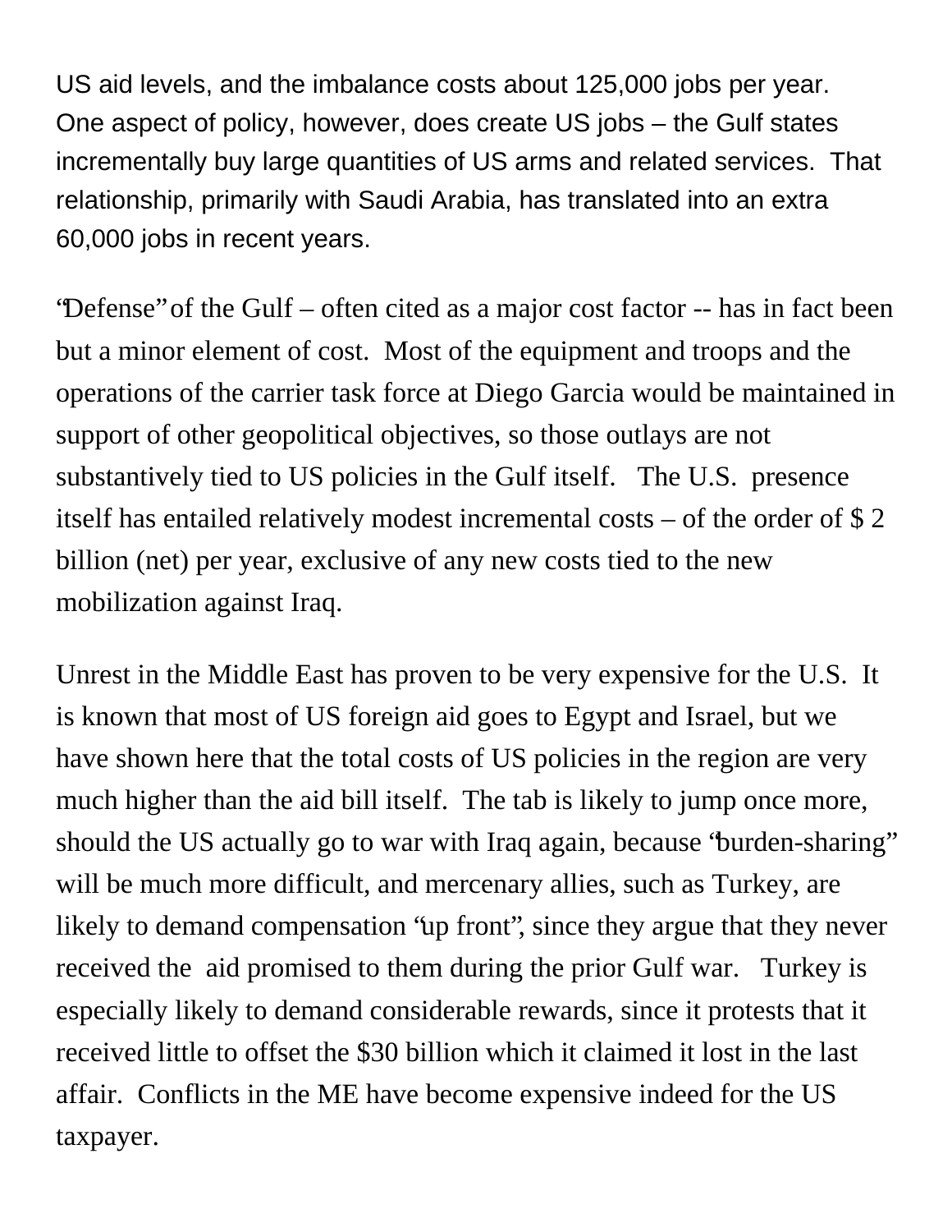US aid levels, and the imbalance costs about 125,000 jobs per year. One aspect of policy, however, does create US jobs – the Gulf states incrementally buy large quantities of US arms and related services. That relationship, primarily with Saudi Arabia, has translated into an extra 60,000 jobs in recent years.

"Defense" of the Gulf – often cited as a major cost factor -- has in fact been but a minor element of cost. Most of the equipment and troops and the operations of the carrier task force at Diego Garcia would be maintained in support of other geopolitical objectives, so those outlays are not substantively tied to US policies in the Gulf itself. The U.S. presence itself has entailed relatively modest incremental costs – of the order of $ 2 billion (net) per year, exclusive of any new costs tied to the new mobilization against Iraq.

Unrest in the Middle East has proven to be very expensive for the U.S. It is known that most of US foreign aid goes to Egypt and Israel, but we have shown here that the total costs of US policies in the region are very much higher than the aid bill itself. The tab is likely to jump once more, should the US actually go to war with Iraq again, because "burden-sharing" will be much more difficult, and mercenary allies, such as Turkey, are likely to demand compensation "up front", since they argue that they never received the aid promised to them during the prior Gulf war. Turkey is especially likely to demand considerable rewards, since it protests that it received little to offset the $30 billion which it claimed it lost in the last affair. Conflicts in the ME have become expensive indeed for the US taxpayer.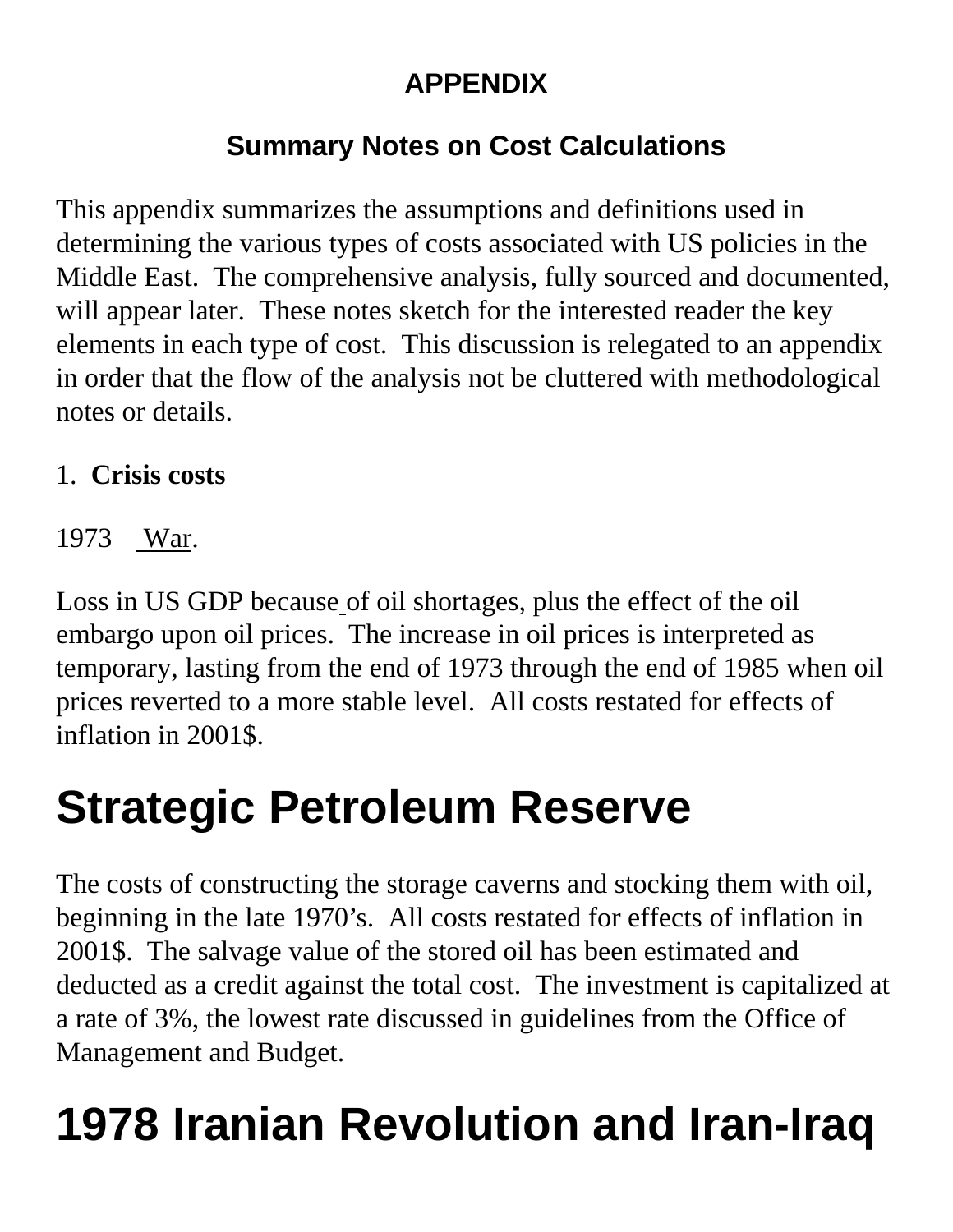## APPENDIX

### Summary Notes on Cost Calculations

This appendix summarizes the assumptions and definitions used in determining the various types of costs associated with US policies in the Middle East. The comprehensive analysis, fully sourced and documented, will appear later. These notes sketch for the interested reader the key elements in each type of cost. This discussion is relegated to an appendix in order that the flow of the analysis not be cluttered with methodological notes or details.

1. **Crisis costs**

1973 War.

Loss in US GDP because of oil shortages, plus the effect of the oil embargo upon oil prices. The increase in oil prices is interpreted as temporary, lasting from the end of 1973 through the end of 1985 when oil prices reverted to a more stable level. All costs restated for effects of inflation in 2001$.

# Strategic Petroleum Reserve

The costs of constructing the storage caverns and stocking them with oil, beginning in the late 1970's. All costs restated for effects of inflation in 2001$. The salvage value of the stored oil has been estimated and deducted as a credit against the total cost. The investment is capitalized at a rate of 3%, the lowest rate discussed in guidelines from the Office of Management and Budget.

# 1978 Iranian Revolution and Iran-Iraq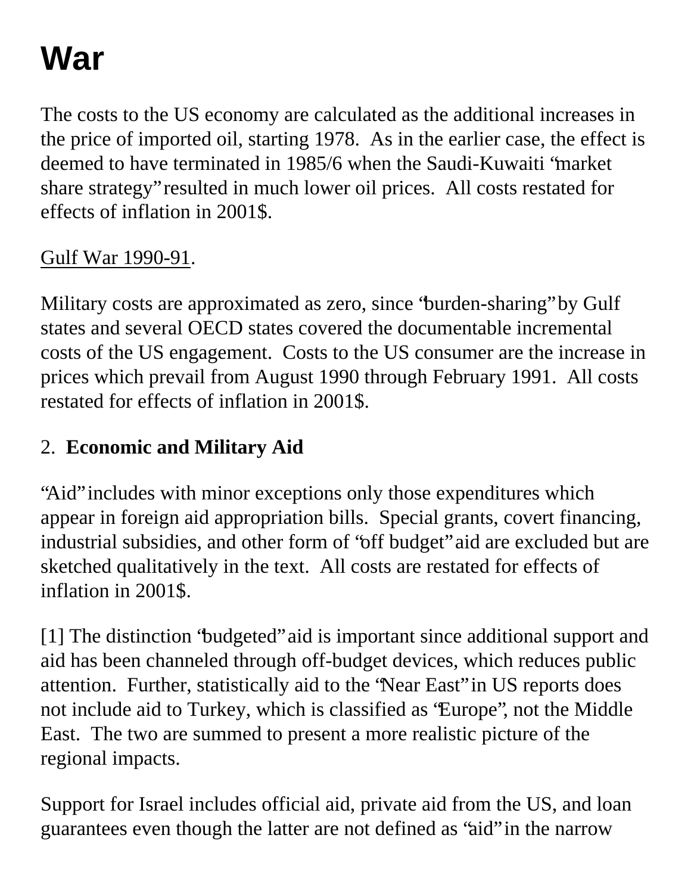# War

The costs to the US economy are calculated as the additional increases in the price of imported oil, starting 1978. As in the earlier case, the effect is deemed to have terminated in 1985/6 when the Saudi-Kuwaiti "market share strategy" resulted in much lower oil prices. All costs restated for effects of inflation in 2001$.

<u>Gulf War 1990-91</u>.

Military costs are approximated as zero, since "burden-sharing" by Gulf states and several OECD states covered the documentable incremental costs of the US engagement. Costs to the US consumer are the increase in prices which prevail from August 1990 through February 1991. All costs restated for effects of inflation in 2001$.

2. **Economic and Military Aid**

"Aid" includes with minor exceptions only those expenditures which appear in foreign aid appropriation bills. Special grants, covert financing, industrial subsidies, and other form of "off budget" aid are excluded but are sketched qualitatively in the text. All costs are restated for effects of inflation in 2001$.

[1] The distinction "budgeted" aid is important since additional support and aid has been channeled through off-budget devices, which reduces public attention. Further, statistically aid to the "Near East" in US reports does not include aid to Turkey, which is classified as "Europe", not the Middle East. The two are summed to present a more realistic picture of the regional impacts.

Support for Israel includes official aid, private aid from the US, and loan guarantees even though the latter are not defined as "aid" in the narrow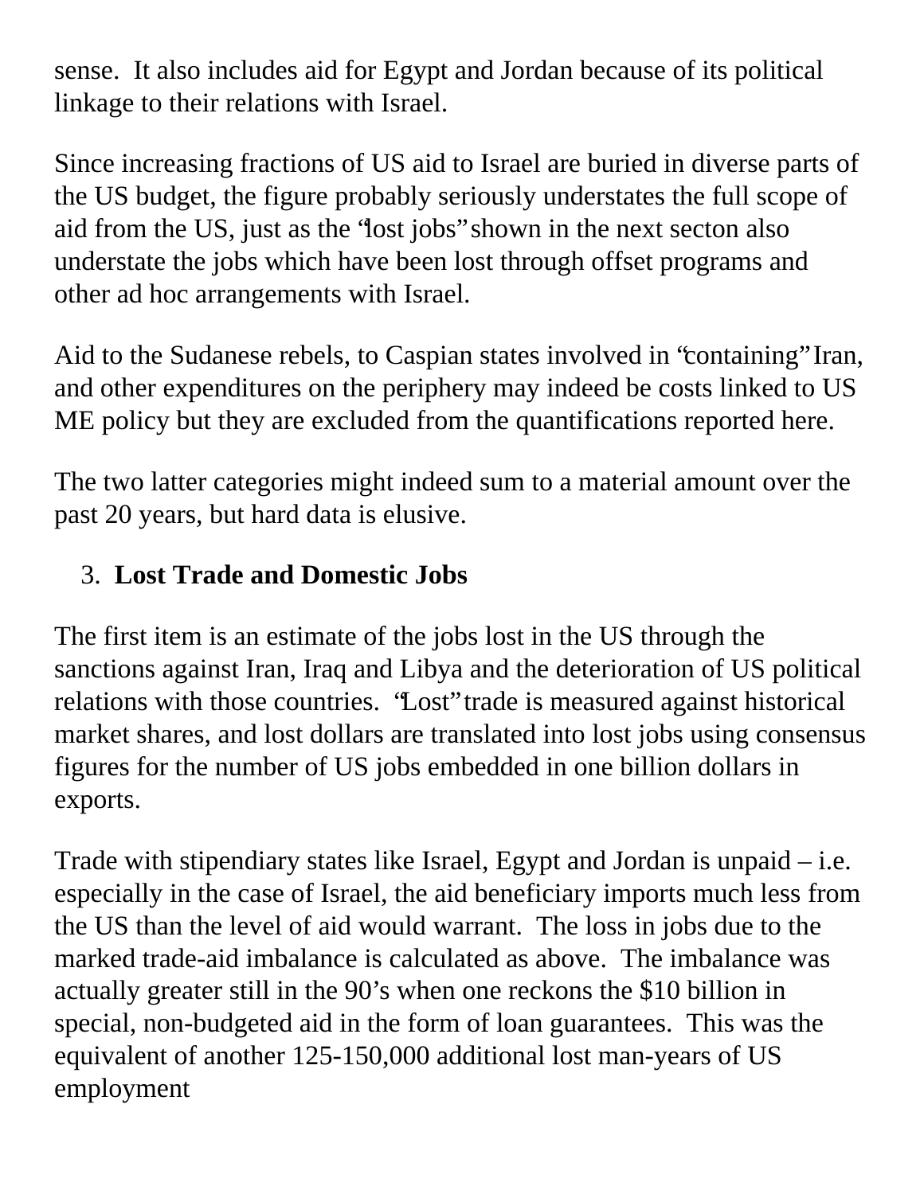sense.  It also includes aid for Egypt and Jordan because of its political linkage to their relations with Israel.

Since increasing fractions of US aid to Israel are buried in diverse parts of the US budget, the figure probably seriously understates the full scope of aid from the US, just as the "lost jobs" shown in the next secton also understate the jobs which have been lost through offset programs and other ad hoc arrangements with Israel.

Aid to the Sudanese rebels, to Caspian states involved in "containing" Iran, and other expenditures on the periphery may indeed be costs linked to US ME policy but they are excluded from the quantifications reported here.

The two latter categories might indeed sum to a material amount over the past 20 years, but hard data is elusive.

3. **Lost Trade and Domestic Jobs**

The first item is an estimate of the jobs lost in the US through the sanctions against Iran, Iraq and Libya and the deterioration of US political relations with those countries.  "Lost" trade is measured against historical market shares, and lost dollars are translated into lost jobs using consensus figures for the number of US jobs embedded in one billion dollars in exports.

Trade with stipendiary states like Israel, Egypt and Jordan is unpaid – i.e. especially in the case of Israel, the aid beneficiary imports much less from the US than the level of aid would warrant.  The loss in jobs due to the marked trade-aid imbalance is calculated as above.  The imbalance was actually greater still in the 90's when one reckons the $10 billion in special, non-budgeted aid in the form of loan guarantees.  This was the equivalent of another 125-150,000 additional lost man-years of US employment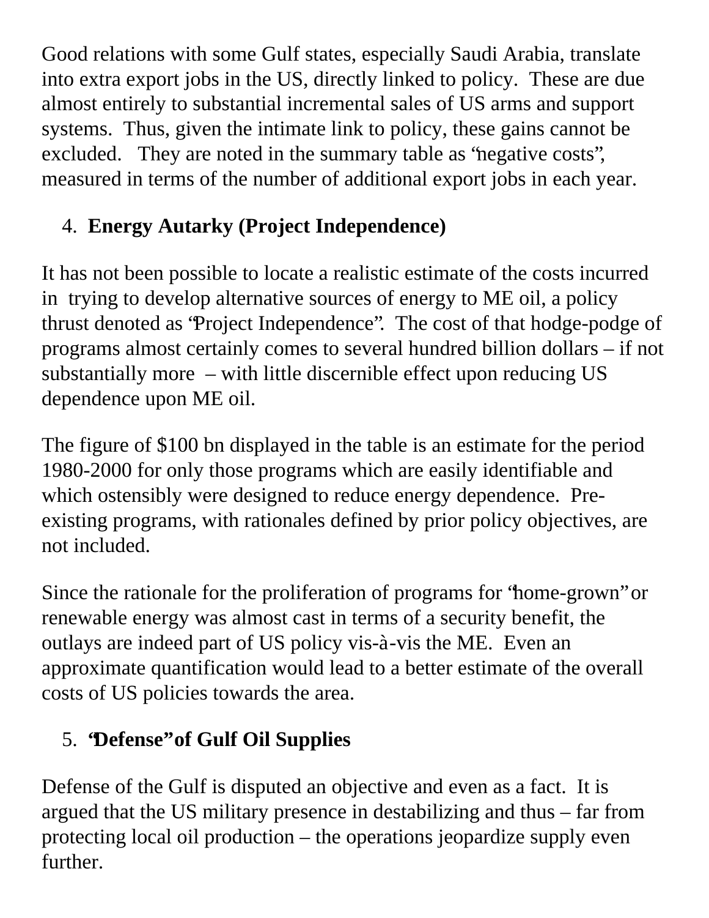Good relations with some Gulf states, especially Saudi Arabia, translate into extra export jobs in the US, directly linked to policy. These are due almost entirely to substantial incremental sales of US arms and support systems. Thus, given the intimate link to policy, these gains cannot be excluded. They are noted in the summary table as "negative costs", measured in terms of the number of additional export jobs in each year.

4. **Energy Autarky (Project Independence)**

It has not been possible to locate a realistic estimate of the costs incurred in trying to develop alternative sources of energy to ME oil, a policy thrust denoted as "Project Independence". The cost of that hodge-podge of programs almost certainly comes to several hundred billion dollars – if not substantially more – with little discernible effect upon reducing US dependence upon ME oil.

The figure of $100 bn displayed in the table is an estimate for the period 1980-2000 for only those programs which are easily identifiable and which ostensibly were designed to reduce energy dependence. Pre-existing programs, with rationales defined by prior policy objectives, are not included.

Since the rationale for the proliferation of programs for "home-grown" or renewable energy was almost cast in terms of a security benefit, the outlays are indeed part of US policy vis-à-vis the ME. Even an approximate quantification would lead to a better estimate of the overall costs of US policies towards the area.

5. **"Defense" of Gulf Oil Supplies**

Defense of the Gulf is disputed an objective and even as a fact. It is argued that the US military presence in destabilizing and thus – far from protecting local oil production – the operations jeopardize supply even further.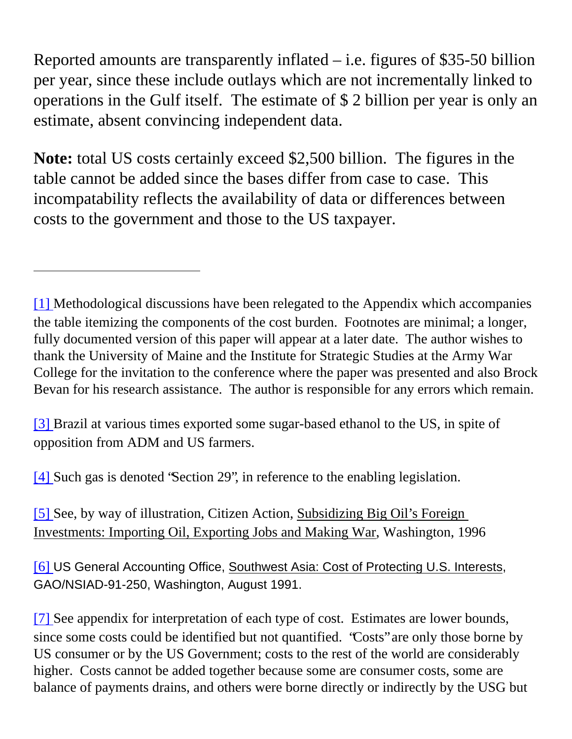Reported amounts are transparently inflated – i.e. figures of $35-50 billion per year, since these include outlays which are not incrementally linked to operations in the Gulf itself. The estimate of $ 2 billion per year is only an estimate, absent convincing independent data.

**Note:** total US costs certainly exceed $2,500 billion. The figures in the table cannot be added since the bases differ from case to case. This incompatability reflects the availability of data or differences between costs to the government and those to the US taxpayer.

---

[1] Methodological discussions have been relegated to the Appendix which accompanies the table itemizing the components of the cost burden. Footnotes are minimal; a longer, fully documented version of this paper will appear at a later date. The author wishes to thank the University of Maine and the Institute for Strategic Studies at the Army War College for the invitation to the conference where the paper was presented and also Brock Bevan for his research assistance. The author is responsible for any errors which remain.

[3] Brazil at various times exported some sugar-based ethanol to the US, in spite of opposition from ADM and US farmers.

[4] Such gas is denoted "Section 29", in reference to the enabling legislation.

[5] See, by way of illustration, Citizen Action, Subsidizing Big Oil's Foreign Investments: Importing Oil, Exporting Jobs and Making War, Washington, 1996

[6] US General Accounting Office, Southwest Asia: Cost of Protecting U.S. Interests, GAO/NSIAD-91-250, Washington, August 1991.

[7] See appendix for interpretation of each type of cost. Estimates are lower bounds, since some costs could be identified but not quantified. "Costs" are only those borne by US consumer or by the US Government; costs to the rest of the world are considerably higher. Costs cannot be added together because some are consumer costs, some are balance of payments drains, and others were borne directly or indirectly by the USG but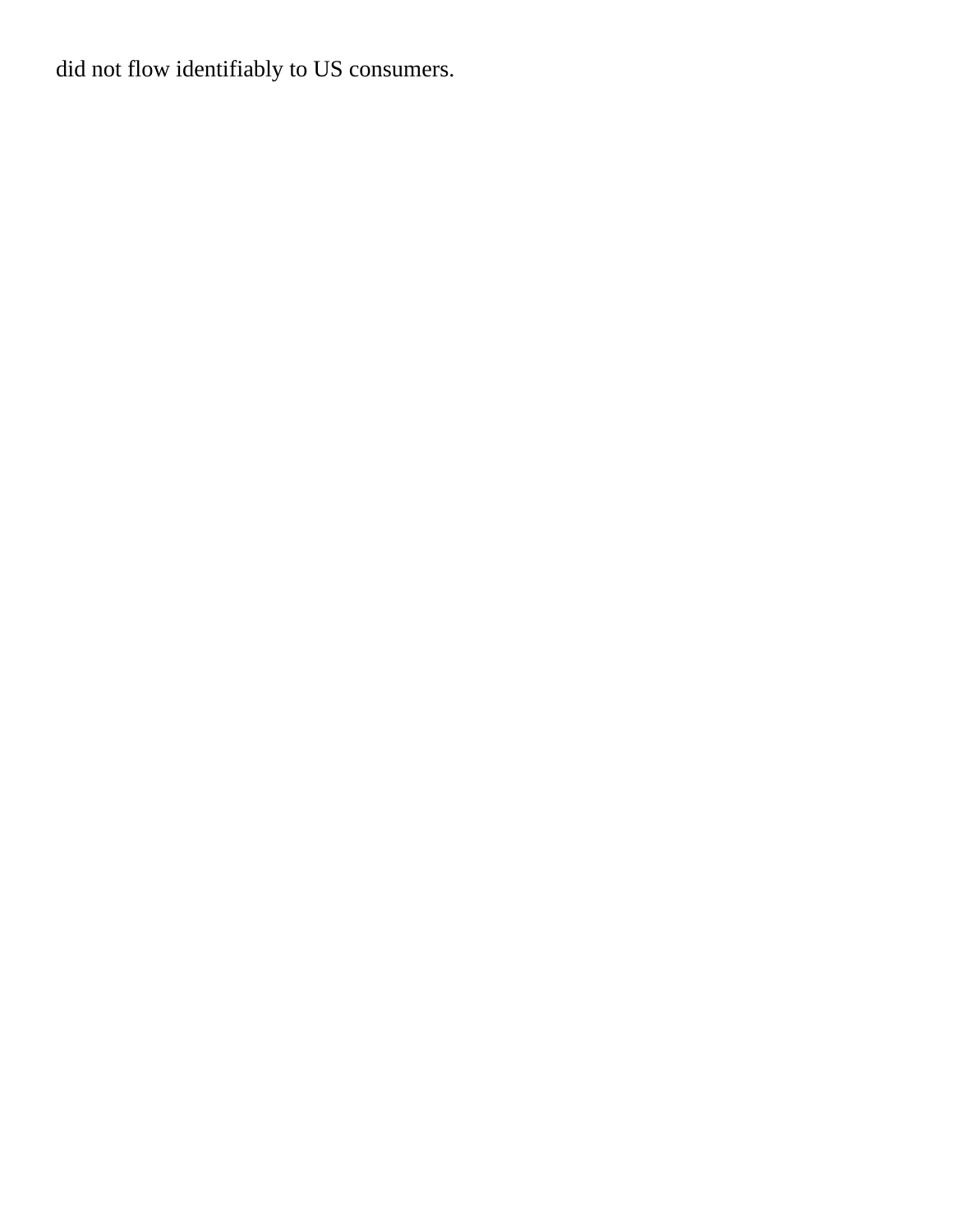did not flow identifiably to US consumers.